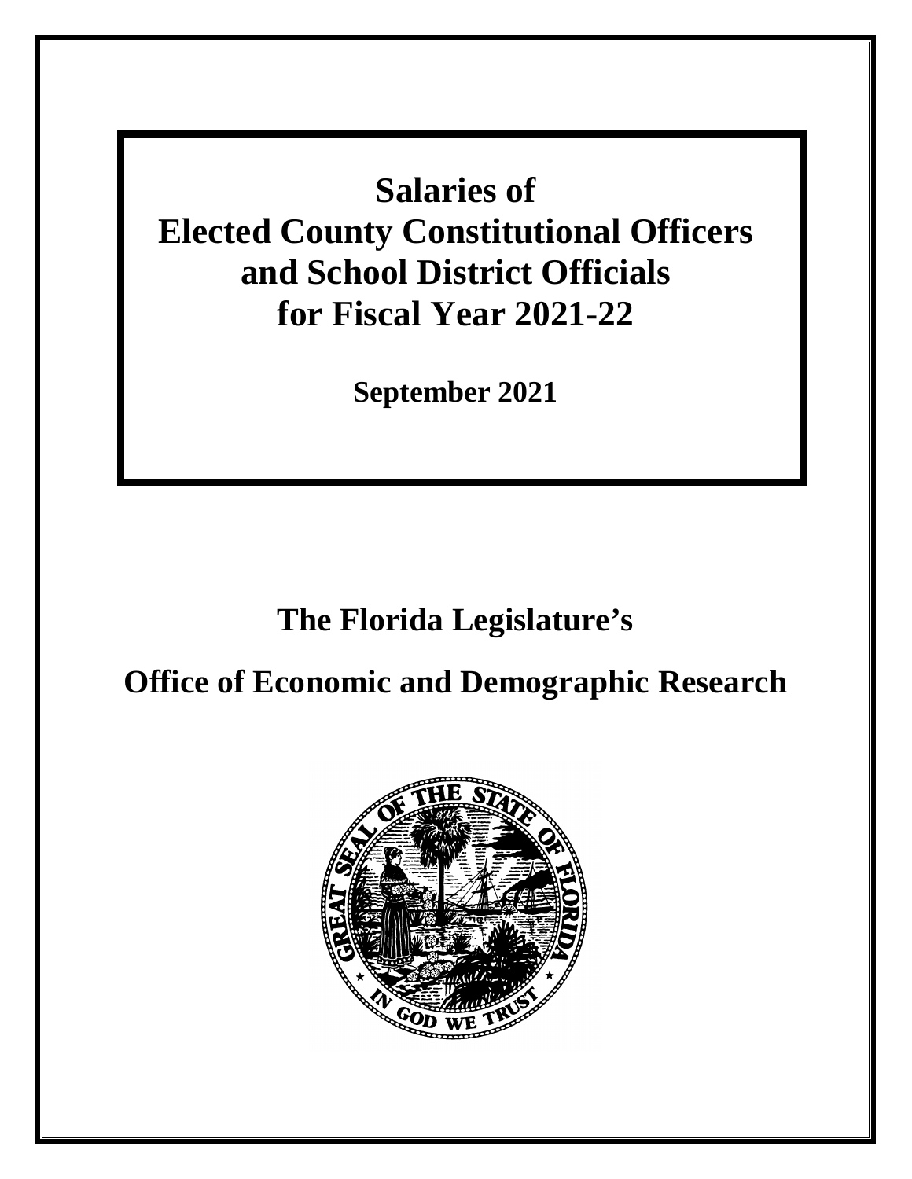# Salaries of Elected County Constitutional Officers and School District Officials for Fiscal Year 2021-22

**September 2021**

## The Florida Legislature's

## Office of Economic and Demographic Research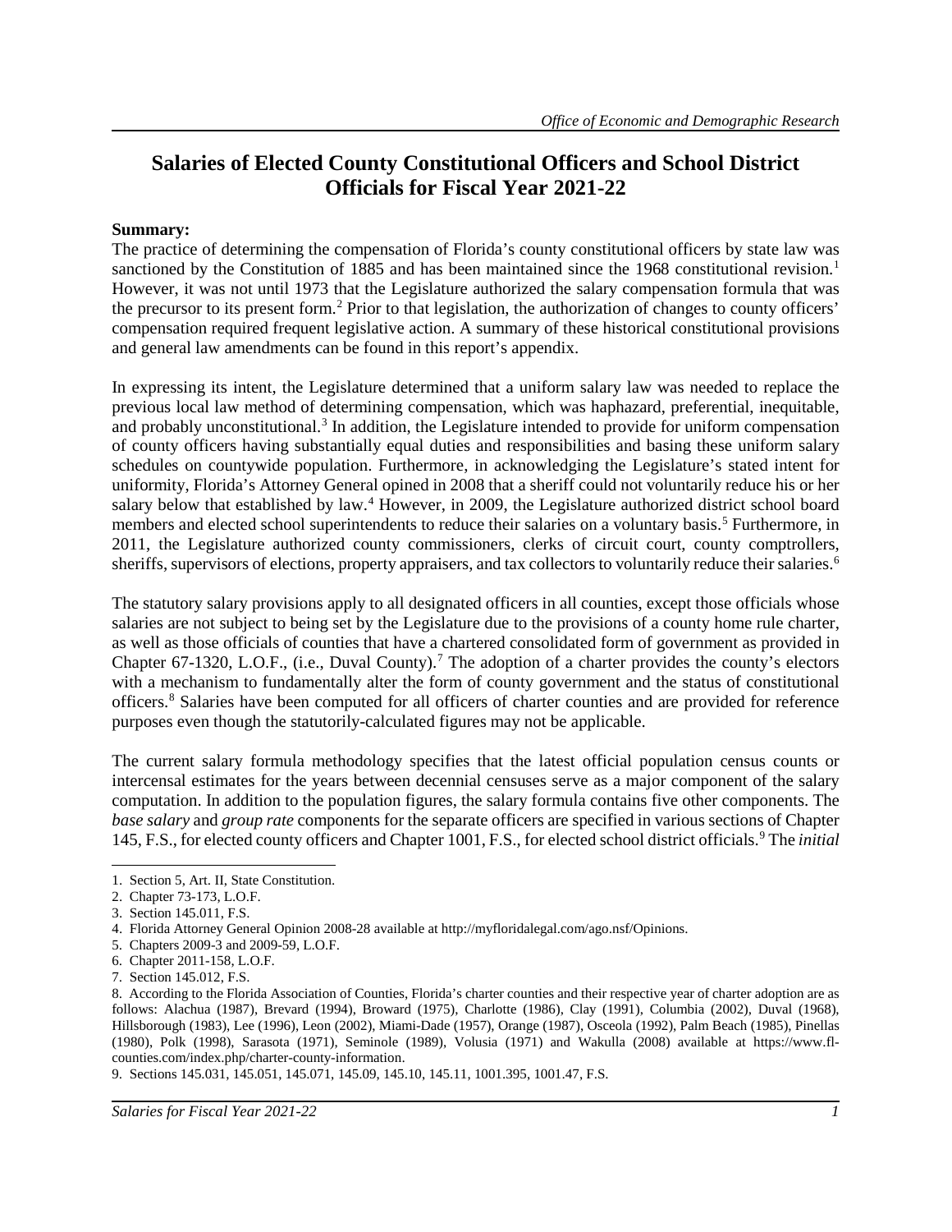# Salaries of Elected County Constitutional Officers and School District Officials for Fiscal Year 2021-22

**Summary:**

The practice of determining the compensation of Florida's county constitutional officers by state law was sanctioned by the Constitution of 1885 and has been maintained since the 1968 constitutional revision.[1] However, it was not until 1973 that the Legislature authorized the salary compensation formula that was the precursor to its present form.[2] Prior to that legislation, the authorization of changes to county officers' compensation required frequent legislative action. A summary of these historical constitutional provisions and general law amendments can be found in this report's appendix.

In expressing its intent, the Legislature determined that a uniform salary law was needed to replace the previous local law method of determining compensation, which was haphazard, preferential, inequitable, and probably unconstitutional.[3] In addition, the Legislature intended to provide for uniform compensation of county officers having substantially equal duties and responsibilities and basing these uniform salary schedules on countywide population. Furthermore, in acknowledging the Legislature's stated intent for uniformity, Florida's Attorney General opined in 2008 that a sheriff could not voluntarily reduce his or her salary below that established by law.[4] However, in 2009, the Legislature authorized district school board members and elected school superintendents to reduce their salaries on a voluntary basis.[5] Furthermore, in 2011, the Legislature authorized county commissioners, clerks of circuit court, county comptrollers, sheriffs, supervisors of elections, property appraisers, and tax collectors to voluntarily reduce their salaries.[6]

The statutory salary provisions apply to all designated officers in all counties, except those officials whose salaries are not subject to being set by the Legislature due to the provisions of a county home rule charter, as well as those officials of counties that have a chartered consolidated form of government as provided in Chapter 67-1320, L.O.F., (i.e., Duval County).[7] The adoption of a charter provides the county's electors with a mechanism to fundamentally alter the form of county government and the status of constitutional officers.[8] Salaries have been computed for all officers of charter counties and are provided for reference purposes even though the statutorily-calculated figures may not be applicable.

The current salary formula methodology specifies that the latest official population census counts or intercensal estimates for the years between decennial censuses serve as a major component of the salary computation. In addition to the population figures, the salary formula contains five other components. The *base salary* and *group rate* components for the separate officers are specified in various sections of Chapter 145, F.S., for elected county officers and Chapter 1001, F.S., for elected school district officials.[9] The *initial*

1. Section 5, Art. II, State Constitution.
2. Chapter 73-173, L.O.F.
3. Section 145.011, F.S.
4. Florida Attorney General Opinion 2008-28 available at http://myfloridalegal.com/ago.nsf/Opinions.
5. Chapters 2009-3 and 2009-59, L.O.F.
6. Chapter 2011-158, L.O.F.
7. Section 145.012, F.S.
8. According to the Florida Association of Counties, Florida's charter counties and their respective year of charter adoption are as follows: Alachua (1987), Brevard (1994), Broward (1975), Charlotte (1986), Clay (1991), Columbia (2002), Duval (1968), Hillsborough (1983), Lee (1996), Leon (2002), Miami-Dade (1957), Orange (1987), Osceola (1992), Palm Beach (1985), Pinellas (1980), Polk (1998), Sarasota (1971), Seminole (1989), Volusia (1971) and Wakulla (2008) available at https://www.fl-counties.com/index.php/charter-county-information.
9. Sections 145.031, 145.051, 145.071, 145.09, 145.10, 145.11, 1001.395, 1001.47, F.S.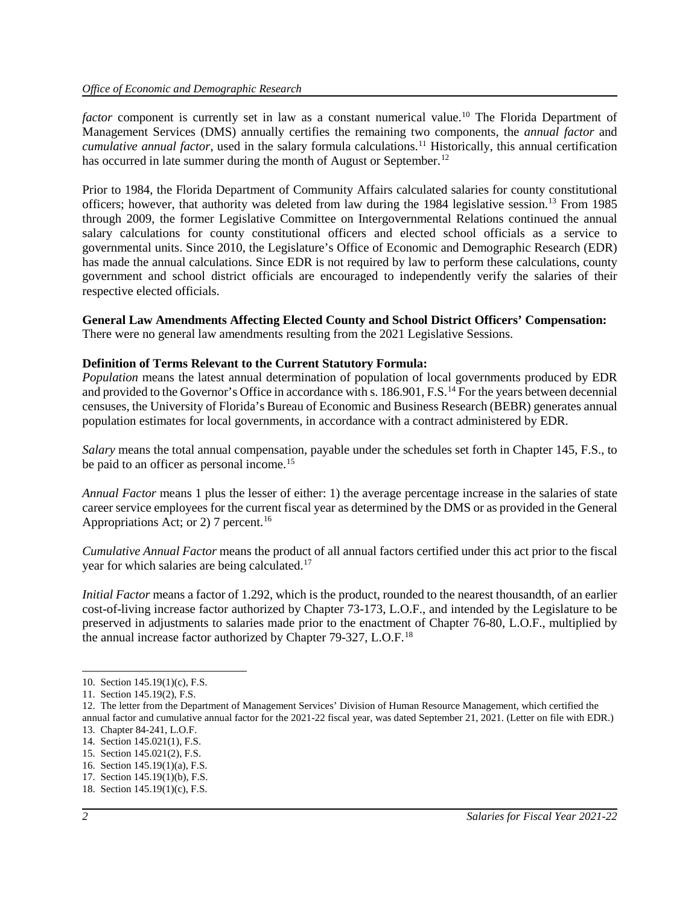*factor* component is currently set in law as a constant numerical value.[10] The Florida Department of Management Services (DMS) annually certifies the remaining two components, the *annual factor* and *cumulative annual factor*, used in the salary formula calculations.[11] Historically, this annual certification has occurred in late summer during the month of August or September.[12]

Prior to 1984, the Florida Department of Community Affairs calculated salaries for county constitutional officers; however, that authority was deleted from law during the 1984 legislative session.[13] From 1985 through 2009, the former Legislative Committee on Intergovernmental Relations continued the annual salary calculations for county constitutional officers and elected school officials as a service to governmental units. Since 2010, the Legislature's Office of Economic and Demographic Research (EDR) has made the annual calculations. Since EDR is not required by law to perform these calculations, county government and school district officials are encouraged to independently verify the salaries of their respective elected officials.

**General Law Amendments Affecting Elected County and School District Officers' Compensation:**
There were no general law amendments resulting from the 2021 Legislative Sessions.

**Definition of Terms Relevant to the Current Statutory Formula:**
*Population* means the latest annual determination of population of local governments produced by EDR and provided to the Governor's Office in accordance with s. 186.901, F.S.[14] For the years between decennial censuses, the University of Florida's Bureau of Economic and Business Research (BEBR) generates annual population estimates for local governments, in accordance with a contract administered by EDR.

*Salary* means the total annual compensation, payable under the schedules set forth in Chapter 145, F.S., to be paid to an officer as personal income.[15]

*Annual Factor* means 1 plus the lesser of either: 1) the average percentage increase in the salaries of state career service employees for the current fiscal year as determined by the DMS or as provided in the General Appropriations Act; or 2) 7 percent.[16]

*Cumulative Annual Factor* means the product of all annual factors certified under this act prior to the fiscal year for which salaries are being calculated.[17]

*Initial Factor* means a factor of 1.292, which is the product, rounded to the nearest thousandth, of an earlier cost-of-living increase factor authorized by Chapter 73-173, L.O.F., and intended by the Legislature to be preserved in adjustments to salaries made prior to the enactment of Chapter 76-80, L.O.F., multiplied by the annual increase factor authorized by Chapter 79-327, L.O.F.[18]

10. Section 145.19(1)(c), F.S.
11. Section 145.19(2), F.S.
12. The letter from the Department of Management Services' Division of Human Resource Management, which certified the annual factor and cumulative annual factor for the 2021-22 fiscal year, was dated September 21, 2021. (Letter on file with EDR.)
13. Chapter 84-241, L.O.F.
14. Section 145.021(1), F.S.
15. Section 145.021(2), F.S.
16. Section 145.19(1)(a), F.S.
17. Section 145.19(1)(b), F.S.
18. Section 145.19(1)(c), F.S.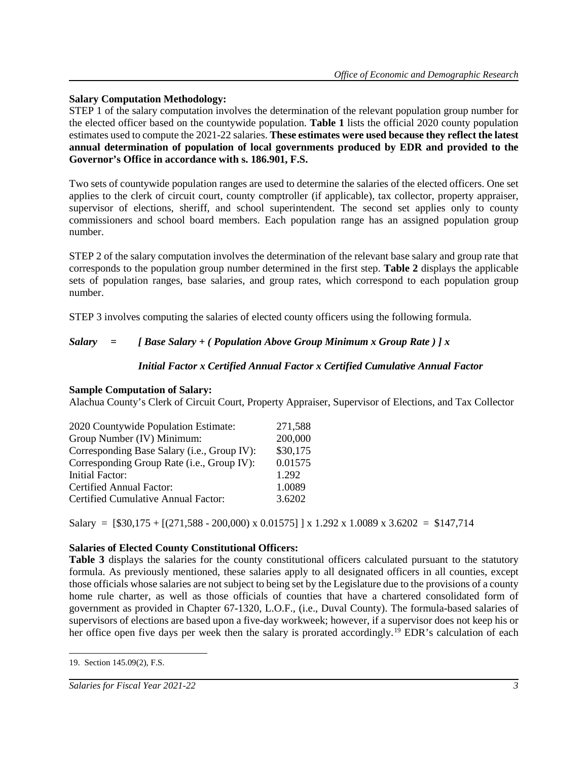**Salary Computation Methodology:**

STEP 1 of the salary computation involves the determination of the relevant population group number for the elected officer based on the countywide population. **Table 1** lists the official 2020 county population estimates used to compute the 2021-22 salaries. **These estimates were used because they reflect the latest annual determination of population of local governments produced by EDR and provided to the Governor's Office in accordance with s. 186.901, F.S.**

Two sets of countywide population ranges are used to determine the salaries of the elected officers. One set applies to the clerk of circuit court, county comptroller (if applicable), tax collector, property appraiser, supervisor of elections, sheriff, and school superintendent. The second set applies only to county commissioners and school board members. Each population range has an assigned population group number.

STEP 2 of the salary computation involves the determination of the relevant base salary and group rate that corresponds to the population group number determined in the first step. **Table 2** displays the applicable sets of population ranges, base salaries, and group rates, which correspond to each population group number.

STEP 3 involves computing the salaries of elected county officers using the following formula.

***Salary = [ Base Salary + ( Population Above Group Minimum x Group Rate ) ] x Initial Factor x Certified Annual Factor x Certified Cumulative Annual Factor***

**Sample Computation of Salary:**

Alachua County's Clerk of Circuit Court, Property Appraiser, Supervisor of Elections, and Tax Collector

| | |
|---|---|
| 2020 Countywide Population Estimate: | 271,588 |
| Group Number (IV) Minimum: | 200,000 |
| Corresponding Base Salary (i.e., Group IV): | $30,175 |
| Corresponding Group Rate (i.e., Group IV): | 0.01575 |
| Initial Factor: | 1.292 |
| Certified Annual Factor: | 1.0089 |
| Certified Cumulative Annual Factor: | 3.6202 |

Salary = [$30,175 + [(271,588 - 200,000) x 0.01575] ] x 1.292 x 1.0089 x 3.6202 = $147,714

**Salaries of Elected County Constitutional Officers:**

**Table 3** displays the salaries for the county constitutional officers calculated pursuant to the statutory formula. As previously mentioned, these salaries apply to all designated officers in all counties, except those officials whose salaries are not subject to being set by the Legislature due to the provisions of a county home rule charter, as well as those officials of counties that have a chartered consolidated form of government as provided in Chapter 67-1320, L.O.F., (i.e., Duval County). The formula-based salaries of supervisors of elections are based upon a five-day workweek; however, if a supervisor does not keep his or her office open five days per week then the salary is prorated accordingly.[19] EDR's calculation of each

19. Section 145.09(2), F.S.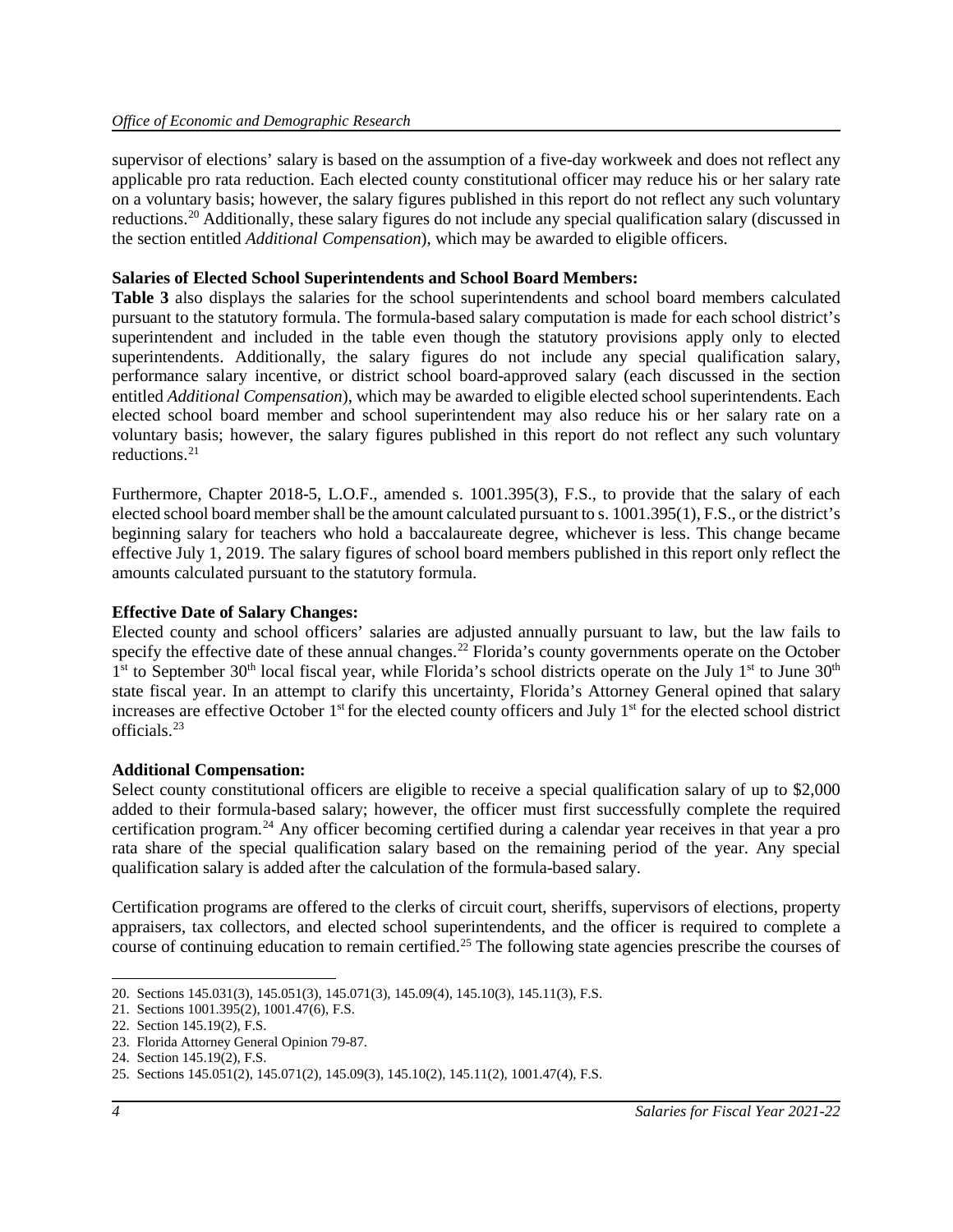supervisor of elections' salary is based on the assumption of a five-day workweek and does not reflect any applicable pro rata reduction. Each elected county constitutional officer may reduce his or her salary rate on a voluntary basis; however, the salary figures published in this report do not reflect any such voluntary reductions.[20] Additionally, these salary figures do not include any special qualification salary (discussed in the section entitled *Additional Compensation*), which may be awarded to eligible officers.

**Salaries of Elected School Superintendents and School Board Members:**

**Table 3** also displays the salaries for the school superintendents and school board members calculated pursuant to the statutory formula. The formula-based salary computation is made for each school district's superintendent and included in the table even though the statutory provisions apply only to elected superintendents. Additionally, the salary figures do not include any special qualification salary, performance salary incentive, or district school board-approved salary (each discussed in the section entitled *Additional Compensation*), which may be awarded to eligible elected school superintendents. Each elected school board member and school superintendent may also reduce his or her salary rate on a voluntary basis; however, the salary figures published in this report do not reflect any such voluntary reductions.[21]

Furthermore, Chapter 2018-5, L.O.F., amended s. 1001.395(3), F.S., to provide that the salary of each elected school board member shall be the amount calculated pursuant to s. 1001.395(1), F.S., or the district's beginning salary for teachers who hold a baccalaureate degree, whichever is less. This change became effective July 1, 2019. The salary figures of school board members published in this report only reflect the amounts calculated pursuant to the statutory formula.

**Effective Date of Salary Changes:**

Elected county and school officers' salaries are adjusted annually pursuant to law, but the law fails to specify the effective date of these annual changes.[22] Florida's county governments operate on the October 1st to September 30th local fiscal year, while Florida's school districts operate on the July 1st to June 30th state fiscal year. In an attempt to clarify this uncertainty, Florida's Attorney General opined that salary increases are effective October 1st for the elected county officers and July 1st for the elected school district officials.[23]

**Additional Compensation:**

Select county constitutional officers are eligible to receive a special qualification salary of up to $2,000 added to their formula-based salary; however, the officer must first successfully complete the required certification program.[24] Any officer becoming certified during a calendar year receives in that year a pro rata share of the special qualification salary based on the remaining period of the year. Any special qualification salary is added after the calculation of the formula-based salary.

Certification programs are offered to the clerks of circuit court, sheriffs, supervisors of elections, property appraisers, tax collectors, and elected school superintendents, and the officer is required to complete a course of continuing education to remain certified.[25] The following state agencies prescribe the courses of

---

20. Sections 145.031(3), 145.051(3), 145.071(3), 145.09(4), 145.10(3), 145.11(3), F.S.
21. Sections 1001.395(2), 1001.47(6), F.S.
22. Section 145.19(2), F.S.
23. Florida Attorney General Opinion 79-87.
24. Section 145.19(2), F.S.
25. Sections 145.051(2), 145.071(2), 145.09(3), 145.10(2), 145.11(2), 1001.47(4), F.S.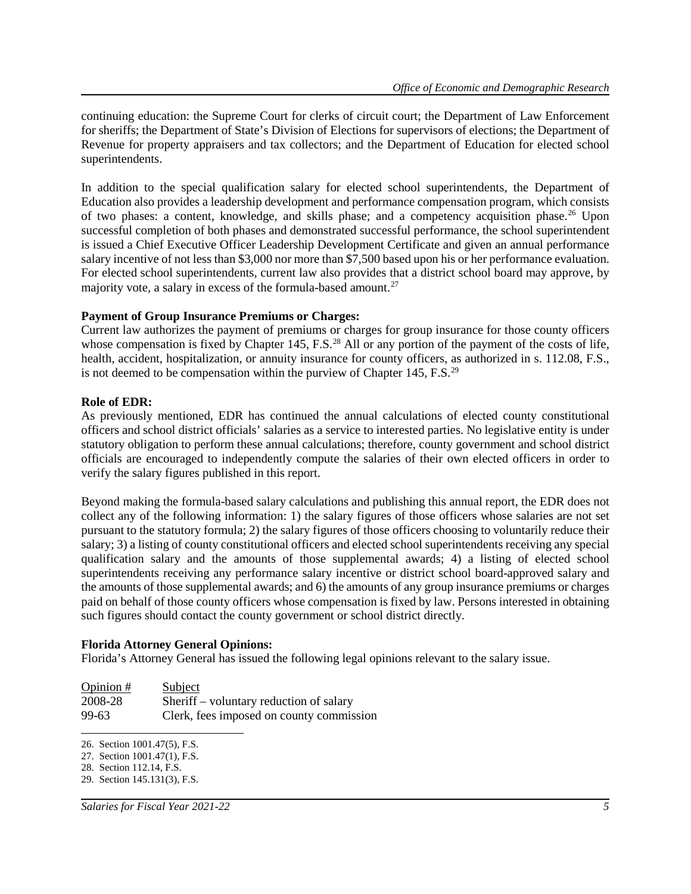continuing education: the Supreme Court for clerks of circuit court; the Department of Law Enforcement for sheriffs; the Department of State's Division of Elections for supervisors of elections; the Department of Revenue for property appraisers and tax collectors; and the Department of Education for elected school superintendents.

In addition to the special qualification salary for elected school superintendents, the Department of Education also provides a leadership development and performance compensation program, which consists of two phases: a content, knowledge, and skills phase; and a competency acquisition phase.[26] Upon successful completion of both phases and demonstrated successful performance, the school superintendent is issued a Chief Executive Officer Leadership Development Certificate and given an annual performance salary incentive of not less than $3,000 nor more than $7,500 based upon his or her performance evaluation. For elected school superintendents, current law also provides that a district school board may approve, by majority vote, a salary in excess of the formula-based amount.[27]

**Payment of Group Insurance Premiums or Charges:**
Current law authorizes the payment of premiums or charges for group insurance for those county officers whose compensation is fixed by Chapter 145, F.S.[28] All or any portion of the payment of the costs of life, health, accident, hospitalization, or annuity insurance for county officers, as authorized in s. 112.08, F.S., is not deemed to be compensation within the purview of Chapter 145, F.S.[29]

**Role of EDR:**
As previously mentioned, EDR has continued the annual calculations of elected county constitutional officers and school district officials' salaries as a service to interested parties. No legislative entity is under statutory obligation to perform these annual calculations; therefore, county government and school district officials are encouraged to independently compute the salaries of their own elected officers in order to verify the salary figures published in this report.

Beyond making the formula-based salary calculations and publishing this annual report, the EDR does not collect any of the following information: 1) the salary figures of those officers whose salaries are not set pursuant to the statutory formula; 2) the salary figures of those officers choosing to voluntarily reduce their salary; 3) a listing of county constitutional officers and elected school superintendents receiving any special qualification salary and the amounts of those supplemental awards; 4) a listing of elected school superintendents receiving any performance salary incentive or district school board-approved salary and the amounts of those supplemental awards; and 6) the amounts of any group insurance premiums or charges paid on behalf of those county officers whose compensation is fixed by law. Persons interested in obtaining such figures should contact the county government or school district directly.

**Florida Attorney General Opinions:**
Florida's Attorney General has issued the following legal opinions relevant to the salary issue.

| Opinion # | Subject |
|---|---|
| 2008-28 | Sheriff – voluntary reduction of salary |
| 99-63 | Clerk, fees imposed on county commission |

26. Section 1001.47(5), F.S.
27. Section 1001.47(1), F.S.
28. Section 112.14, F.S.
29. Section 145.131(3), F.S.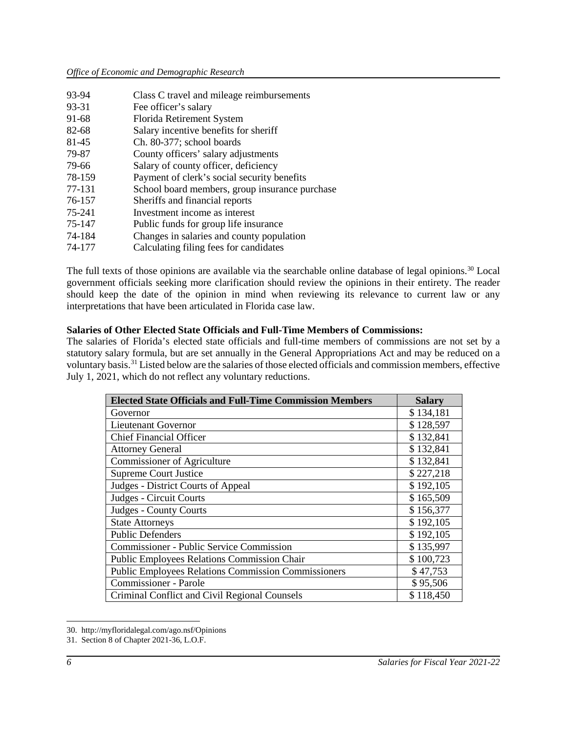93-94 Class C travel and mileage reimbursements
93-31 Fee officer's salary
91-68 Florida Retirement System
82-68 Salary incentive benefits for sheriff
81-45 Ch. 80-377; school boards
79-87 County officers' salary adjustments
79-66 Salary of county officer, deficiency
78-159 Payment of clerk's social security benefits
77-131 School board members, group insurance purchase
76-157 Sheriffs and financial reports
75-241 Investment income as interest
75-147 Public funds for group life insurance
74-184 Changes in salaries and county population
74-177 Calculating filing fees for candidates

The full texts of those opinions are available via the searchable online database of legal opinions.[30] Local government officials seeking more clarification should review the opinions in their entirety. The reader should keep the date of the opinion in mind when reviewing its relevance to current law or any interpretations that have been articulated in Florida case law.

**Salaries of Other Elected State Officials and Full-Time Members of Commissions:**

The salaries of Florida's elected state officials and full-time members of commissions are not set by a statutory salary formula, but are set annually in the General Appropriations Act and may be reduced on a voluntary basis.[31] Listed below are the salaries of those elected officials and commission members, effective July 1, 2021, which do not reflect any voluntary reductions.

| Elected State Officials and Full-Time Commission Members | Salary |
|---|---|
| Governor | $ 134,181 |
| Lieutenant Governor | $ 128,597 |
| Chief Financial Officer | $ 132,841 |
| Attorney General | $ 132,841 |
| Commissioner of Agriculture | $ 132,841 |
| Supreme Court Justice | $ 227,218 |
| Judges - District Courts of Appeal | $ 192,105 |
| Judges - Circuit Courts | $ 165,509 |
| Judges - County Courts | $ 156,377 |
| State Attorneys | $ 192,105 |
| Public Defenders | $ 192,105 |
| Commissioner - Public Service Commission | $ 135,997 |
| Public Employees Relations Commission Chair | $ 100,723 |
| Public Employees Relations Commission Commissioners | $ 47,753 |
| Commissioner - Parole | $ 95,506 |
| Criminal Conflict and Civil Regional Counsels | $ 118,450 |

30. http://myfloridalegal.com/ago.nsf/Opinions
31. Section 8 of Chapter 2021-36, L.O.F.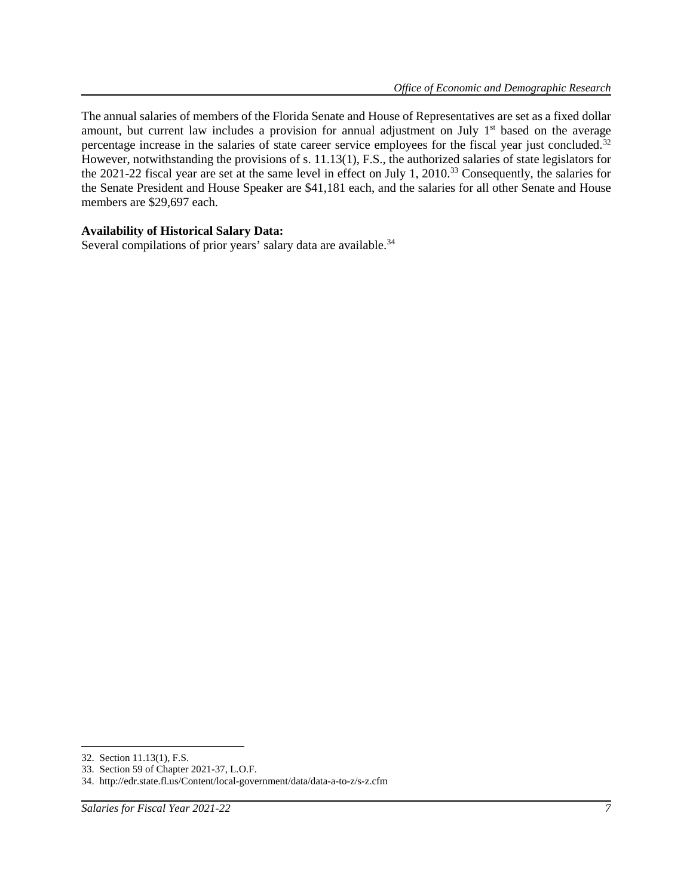The annual salaries of members of the Florida Senate and House of Representatives are set as a fixed dollar amount, but current law includes a provision for annual adjustment on July 1st based on the average percentage increase in the salaries of state career service employees for the fiscal year just concluded.[32] However, notwithstanding the provisions of s. 11.13(1), F.S., the authorized salaries of state legislators for the 2021-22 fiscal year are set at the same level in effect on July 1, 2010.[33] Consequently, the salaries for the Senate President and House Speaker are $41,181 each, and the salaries for all other Senate and House members are $29,697 each.

**Availability of Historical Salary Data:**
Several compilations of prior years' salary data are available.[34]

32. Section 11.13(1), F.S.
33. Section 59 of Chapter 2021-37, L.O.F.
34. http://edr.state.fl.us/Content/local-government/data/data-a-to-z/s-z.cfm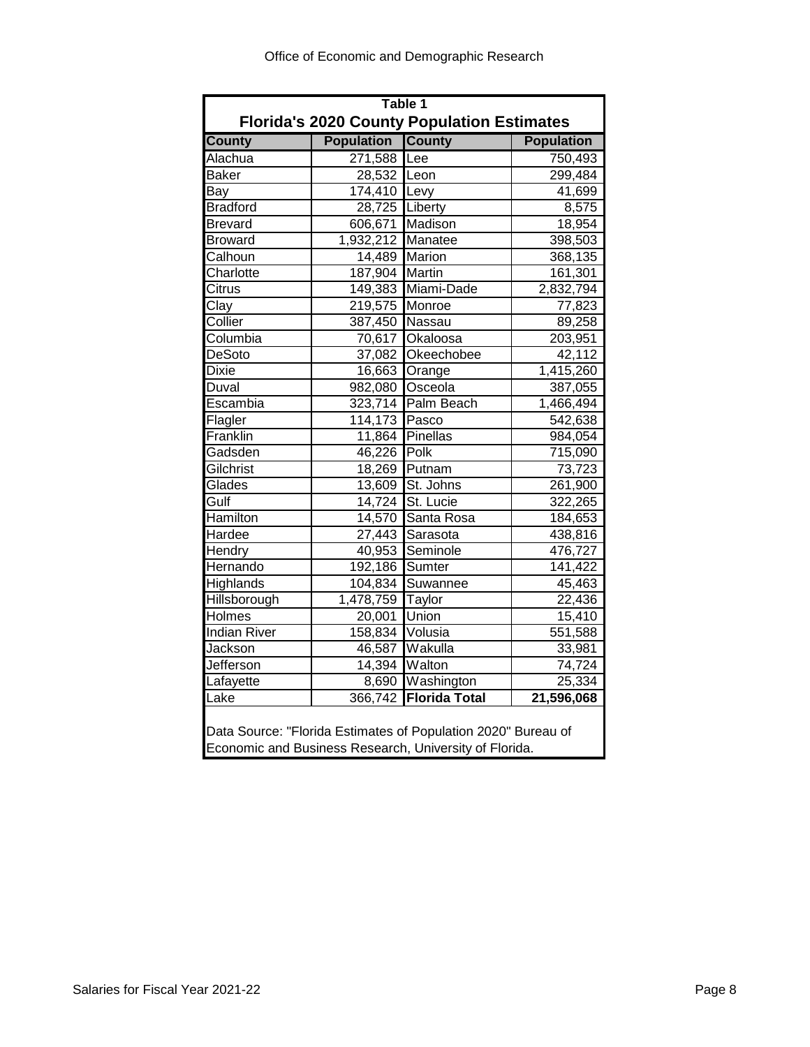## Table 1

### Florida's 2020 County Population Estimates

| County | Population | County | Population |
|---|---|---|---|
| Alachua | 271,588 | Lee | 750,493 |
| Baker | 28,532 | Leon | 299,484 |
| Bay | 174,410 | Levy | 41,699 |
| Bradford | 28,725 | Liberty | 8,575 |
| Brevard | 606,671 | Madison | 18,954 |
| Broward | 1,932,212 | Manatee | 398,503 |
| Calhoun | 14,489 | Marion | 368,135 |
| Charlotte | 187,904 | Martin | 161,301 |
| Citrus | 149,383 | Miami-Dade | 2,832,794 |
| Clay | 219,575 | Monroe | 77,823 |
| Collier | 387,450 | Nassau | 89,258 |
| Columbia | 70,617 | Okaloosa | 203,951 |
| DeSoto | 37,082 | Okeechobee | 42,112 |
| Dixie | 16,663 | Orange | 1,415,260 |
| Duval | 982,080 | Osceola | 387,055 |
| Escambia | 323,714 | Palm Beach | 1,466,494 |
| Flagler | 114,173 | Pasco | 542,638 |
| Franklin | 11,864 | Pinellas | 984,054 |
| Gadsden | 46,226 | Polk | 715,090 |
| Gilchrist | 18,269 | Putnam | 73,723 |
| Glades | 13,609 | St. Johns | 261,900 |
| Gulf | 14,724 | St. Lucie | 322,265 |
| Hamilton | 14,570 | Santa Rosa | 184,653 |
| Hardee | 27,443 | Sarasota | 438,816 |
| Hendry | 40,953 | Seminole | 476,727 |
| Hernando | 192,186 | Sumter | 141,422 |
| Highlands | 104,834 | Suwannee | 45,463 |
| Hillsborough | 1,478,759 | Taylor | 22,436 |
| Holmes | 20,001 | Union | 15,410 |
| Indian River | 158,834 | Volusia | 551,588 |
| Jackson | 46,587 | Wakulla | 33,981 |
| Jefferson | 14,394 | Walton | 74,724 |
| Lafayette | 8,690 | Washington | 25,334 |
| Lake | 366,742 | **Florida Total** | **21,596,068** |

Data Source: "Florida Estimates of Population 2020" Bureau of Economic and Business Research, University of Florida.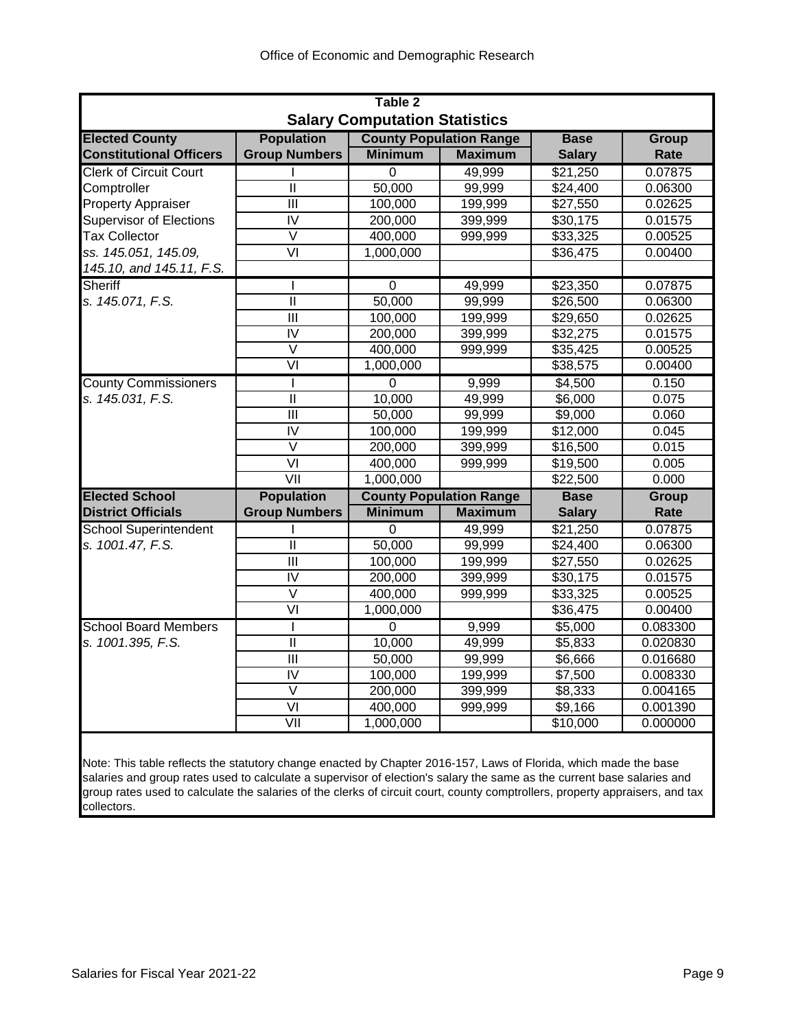## Table 2

### Salary Computation Statistics

| Elected County Constitutional Officers | Population Group Numbers | County Population Range Minimum | County Population Range Maximum | Base Salary | Group Rate |
|---|---|---|---|---|---|
| Clerk of Circuit Court | I | 0 | 49,999 | $21,250 | 0.07875 |
| Comptroller | II | 50,000 | 99,999 | $24,400 | 0.06300 |
| Property Appraiser | III | 100,000 | 199,999 | $27,550 | 0.02625 |
| Supervisor of Elections | IV | 200,000 | 399,999 | $30,175 | 0.01575 |
| Tax Collector | V | 400,000 | 999,999 | $33,325 | 0.00525 |
| *ss. 145.051, 145.09,* | VI | 1,000,000 | | $36,475 | 0.00400 |
| *145.10, and 145.11, F.S.* | | | | | |
| Sheriff | I | 0 | 49,999 | $23,350 | 0.07875 |
| *s. 145.071, F.S.* | II | 50,000 | 99,999 | $26,500 | 0.06300 |
| | III | 100,000 | 199,999 | $29,650 | 0.02625 |
| | IV | 200,000 | 399,999 | $32,275 | 0.01575 |
| | V | 400,000 | 999,999 | $35,425 | 0.00525 |
| | VI | 1,000,000 | | $38,575 | 0.00400 |
| County Commissioners | I | 0 | 9,999 | $4,500 | 0.150 |
| *s. 145.031, F.S.* | II | 10,000 | 49,999 | $6,000 | 0.075 |
| | III | 50,000 | 99,999 | $9,000 | 0.060 |
| | IV | 100,000 | 199,999 | $12,000 | 0.045 |
| | V | 200,000 | 399,999 | $16,500 | 0.015 |
| | VI | 400,000 | 999,999 | $19,500 | 0.005 |
| | VII | 1,000,000 | | $22,500 | 0.000 |
| **Elected School District Officials** | **Population Group Numbers** | **County Population Range Minimum** | **County Population Range Maximum** | **Base Salary** | **Group Rate** |
| School Superintendent | I | 0 | 49,999 | $21,250 | 0.07875 |
| *s. 1001.47, F.S.* | II | 50,000 | 99,999 | $24,400 | 0.06300 |
| | III | 100,000 | 199,999 | $27,550 | 0.02625 |
| | IV | 200,000 | 399,999 | $30,175 | 0.01575 |
| | V | 400,000 | 999,999 | $33,325 | 0.00525 |
| | VI | 1,000,000 | | $36,475 | 0.00400 |
| School Board Members | I | 0 | 9,999 | $5,000 | 0.083300 |
| *s. 1001.395, F.S.* | II | 10,000 | 49,999 | $5,833 | 0.020830 |
| | III | 50,000 | 99,999 | $6,666 | 0.016680 |
| | IV | 100,000 | 199,999 | $7,500 | 0.008330 |
| | V | 200,000 | 399,999 | $8,333 | 0.004165 |
| | VI | 400,000 | 999,999 | $9,166 | 0.001390 |
| | VII | 1,000,000 | | $10,000 | 0.000000 |

Note: This table reflects the statutory change enacted by Chapter 2016-157, Laws of Florida, which made the base salaries and group rates used to calculate a supervisor of election's salary the same as the current base salaries and group rates used to calculate the salaries of the clerks of circuit court, county comptrollers, property appraisers, and tax collectors.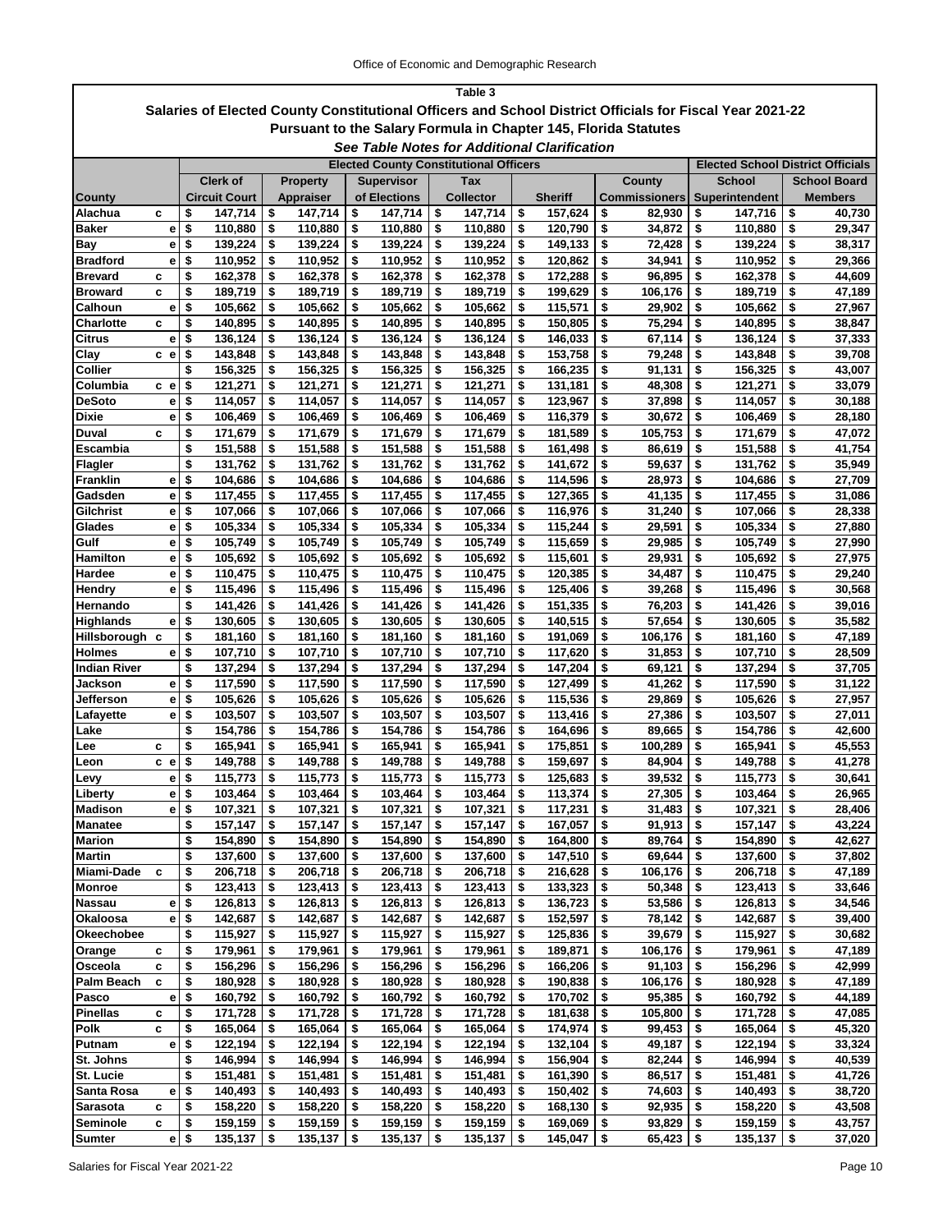# Table 3

## Salaries of Elected County Constitutional Officers and School District Officials for Fiscal Year 2021-22

### Pursuant to the Salary Formula in Chapter 145, Florida Statutes

***See Table Notes for Additional Clarification***

| | | Elected County Constitutional Officers | | | | | | Elected School District Officials | |
|---|---|---|---|---|---|---|---|---|---|
| County | | Clerk of Circuit Court | Property Appraiser | Supervisor of Elections | Tax Collector | Sheriff | County Commissioners | School Superintendent | School Board Members |
| Alachua | c | $ 147,714 | $ 147,714 | $ 147,714 | $ 147,714 | $ 157,624 | $ 82,930 | $ 147,716 | $ 40,730 |
| Baker | e | $ 110,880 | $ 110,880 | $ 110,880 | $ 110,880 | $ 120,790 | $ 34,872 | $ 110,880 | $ 29,347 |
| Bay | e | $ 139,224 | $ 139,224 | $ 139,224 | $ 139,224 | $ 149,133 | $ 72,428 | $ 139,224 | $ 38,317 |
| Bradford | e | $ 110,952 | $ 110,952 | $ 110,952 | $ 110,952 | $ 120,862 | $ 34,941 | $ 110,952 | $ 29,366 |
| Brevard | c | $ 162,378 | $ 162,378 | $ 162,378 | $ 162,378 | $ 172,288 | $ 96,895 | $ 162,378 | $ 44,609 |
| Broward | c | $ 189,719 | $ 189,719 | $ 189,719 | $ 189,719 | $ 199,629 | $ 106,176 | $ 189,719 | $ 47,189 |
| Calhoun | e | $ 105,662 | $ 105,662 | $ 105,662 | $ 105,662 | $ 115,571 | $ 29,902 | $ 105,662 | $ 27,967 |
| Charlotte | c | $ 140,895 | $ 140,895 | $ 140,895 | $ 140,895 | $ 150,805 | $ 75,294 | $ 140,895 | $ 38,847 |
| Citrus | e | $ 136,124 | $ 136,124 | $ 136,124 | $ 136,124 | $ 146,033 | $ 67,114 | $ 136,124 | $ 37,333 |
| Clay | c e | $ 143,848 | $ 143,848 | $ 143,848 | $ 143,848 | $ 153,758 | $ 79,248 | $ 143,848 | $ 39,708 |
| Collier | | $ 156,325 | $ 156,325 | $ 156,325 | $ 156,325 | $ 166,235 | $ 91,131 | $ 156,325 | $ 43,007 |
| Columbia | c e | $ 121,271 | $ 121,271 | $ 121,271 | $ 121,271 | $ 131,181 | $ 48,308 | $ 121,271 | $ 33,079 |
| DeSoto | e | $ 114,057 | $ 114,057 | $ 114,057 | $ 114,057 | $ 123,967 | $ 37,898 | $ 114,057 | $ 30,188 |
| Dixie | e | $ 106,469 | $ 106,469 | $ 106,469 | $ 106,469 | $ 116,379 | $ 30,672 | $ 106,469 | $ 28,180 |
| Duval | c | $ 171,679 | $ 171,679 | $ 171,679 | $ 171,679 | $ 181,589 | $ 105,753 | $ 171,679 | $ 47,072 |
| Escambia | | $ 151,588 | $ 151,588 | $ 151,588 | $ 151,588 | $ 161,498 | $ 86,619 | $ 151,588 | $ 41,754 |
| Flagler | | $ 131,762 | $ 131,762 | $ 131,762 | $ 131,762 | $ 141,672 | $ 59,637 | $ 131,762 | $ 35,949 |
| Franklin | e | $ 104,686 | $ 104,686 | $ 104,686 | $ 104,686 | $ 114,596 | $ 28,973 | $ 104,686 | $ 27,709 |
| Gadsden | e | $ 117,455 | $ 117,455 | $ 117,455 | $ 117,455 | $ 127,365 | $ 41,135 | $ 117,455 | $ 31,086 |
| Gilchrist | e | $ 107,066 | $ 107,066 | $ 107,066 | $ 107,066 | $ 116,976 | $ 31,240 | $ 107,066 | $ 28,338 |
| Glades | e | $ 105,334 | $ 105,334 | $ 105,334 | $ 105,334 | $ 115,244 | $ 29,591 | $ 105,334 | $ 27,880 |
| Gulf | e | $ 105,749 | $ 105,749 | $ 105,749 | $ 105,749 | $ 115,659 | $ 29,985 | $ 105,749 | $ 27,990 |
| Hamilton | e | $ 105,692 | $ 105,692 | $ 105,692 | $ 105,692 | $ 115,601 | $ 29,931 | $ 105,692 | $ 27,975 |
| Hardee | e | $ 110,475 | $ 110,475 | $ 110,475 | $ 110,475 | $ 120,385 | $ 34,487 | $ 110,475 | $ 29,240 |
| Hendry | e | $ 115,496 | $ 115,496 | $ 115,496 | $ 115,496 | $ 125,406 | $ 39,268 | $ 115,496 | $ 30,568 |
| Hernando | | $ 141,426 | $ 141,426 | $ 141,426 | $ 141,426 | $ 151,335 | $ 76,203 | $ 141,426 | $ 39,016 |
| Highlands | e | $ 130,605 | $ 130,605 | $ 130,605 | $ 130,605 | $ 140,515 | $ 57,654 | $ 130,605 | $ 35,582 |
| Hillsborough | c | $ 181,160 | $ 181,160 | $ 181,160 | $ 181,160 | $ 191,069 | $ 106,176 | $ 181,160 | $ 47,189 |
| Holmes | e | $ 107,710 | $ 107,710 | $ 107,710 | $ 107,710 | $ 117,620 | $ 31,853 | $ 107,710 | $ 28,509 |
| Indian River | | $ 137,294 | $ 137,294 | $ 137,294 | $ 137,294 | $ 147,204 | $ 69,121 | $ 137,294 | $ 37,705 |
| Jackson | e | $ 117,590 | $ 117,590 | $ 117,590 | $ 117,590 | $ 127,499 | $ 41,262 | $ 117,590 | $ 31,122 |
| Jefferson | e | $ 105,626 | $ 105,626 | $ 105,626 | $ 105,626 | $ 115,536 | $ 29,869 | $ 105,626 | $ 27,957 |
| Lafayette | e | $ 103,507 | $ 103,507 | $ 103,507 | $ 103,507 | $ 113,416 | $ 27,386 | $ 103,507 | $ 27,011 |
| Lake | | $ 154,786 | $ 154,786 | $ 154,786 | $ 154,786 | $ 164,696 | $ 89,665 | $ 154,786 | $ 42,600 |
| Lee | c | $ 165,941 | $ 165,941 | $ 165,941 | $ 165,941 | $ 175,851 | $ 100,289 | $ 165,941 | $ 45,553 |
| Leon | c e | $ 149,788 | $ 149,788 | $ 149,788 | $ 149,788 | $ 159,697 | $ 84,904 | $ 149,788 | $ 41,278 |
| Levy | e | $ 115,773 | $ 115,773 | $ 115,773 | $ 115,773 | $ 125,683 | $ 39,532 | $ 115,773 | $ 30,641 |
| Liberty | e | $ 103,464 | $ 103,464 | $ 103,464 | $ 103,464 | $ 113,374 | $ 27,305 | $ 103,464 | $ 26,965 |
| Madison | e | $ 107,321 | $ 107,321 | $ 107,321 | $ 107,321 | $ 117,231 | $ 31,483 | $ 107,321 | $ 28,406 |
| Manatee | | $ 157,147 | $ 157,147 | $ 157,147 | $ 157,147 | $ 167,057 | $ 91,913 | $ 157,147 | $ 43,224 |
| Marion | | $ 154,890 | $ 154,890 | $ 154,890 | $ 154,890 | $ 164,800 | $ 89,764 | $ 154,890 | $ 42,627 |
| Martin | | $ 137,600 | $ 137,600 | $ 137,600 | $ 137,600 | $ 147,510 | $ 69,644 | $ 137,600 | $ 37,802 |
| Miami-Dade | c | $ 206,718 | $ 206,718 | $ 206,718 | $ 206,718 | $ 216,628 | $ 106,176 | $ 206,718 | $ 47,189 |
| Monroe | | $ 123,413 | $ 123,413 | $ 123,413 | $ 123,413 | $ 133,323 | $ 50,348 | $ 123,413 | $ 33,646 |
| Nassau | e | $ 126,813 | $ 126,813 | $ 126,813 | $ 126,813 | $ 136,723 | $ 53,586 | $ 126,813 | $ 34,546 |
| Okaloosa | e | $ 142,687 | $ 142,687 | $ 142,687 | $ 142,687 | $ 152,597 | $ 78,142 | $ 142,687 | $ 39,400 |
| Okeechobee | | $ 115,927 | $ 115,927 | $ 115,927 | $ 115,927 | $ 125,836 | $ 39,679 | $ 115,927 | $ 30,682 |
| Orange | c | $ 179,961 | $ 179,961 | $ 179,961 | $ 179,961 | $ 189,871 | $ 106,176 | $ 179,961 | $ 47,189 |
| Osceola | c | $ 156,296 | $ 156,296 | $ 156,296 | $ 156,296 | $ 166,206 | $ 91,103 | $ 156,296 | $ 42,999 |
| Palm Beach | c | $ 180,928 | $ 180,928 | $ 180,928 | $ 180,928 | $ 190,838 | $ 106,176 | $ 180,928 | $ 47,189 |
| Pasco | e | $ 160,792 | $ 160,792 | $ 160,792 | $ 160,792 | $ 170,702 | $ 95,385 | $ 160,792 | $ 44,189 |
| Pinellas | c | $ 171,728 | $ 171,728 | $ 171,728 | $ 171,728 | $ 181,638 | $ 105,800 | $ 171,728 | $ 47,085 |
| Polk | c | $ 165,064 | $ 165,064 | $ 165,064 | $ 165,064 | $ 174,974 | $ 99,453 | $ 165,064 | $ 45,320 |
| Putnam | e | $ 122,194 | $ 122,194 | $ 122,194 | $ 122,194 | $ 132,104 | $ 49,187 | $ 122,194 | $ 33,324 |
| St. Johns | | $ 146,994 | $ 146,994 | $ 146,994 | $ 146,994 | $ 156,904 | $ 82,244 | $ 146,994 | $ 40,539 |
| St. Lucie | | $ 151,481 | $ 151,481 | $ 151,481 | $ 151,481 | $ 161,390 | $ 86,517 | $ 151,481 | $ 41,726 |
| Santa Rosa | e | $ 140,493 | $ 140,493 | $ 140,493 | $ 140,493 | $ 150,402 | $ 74,603 | $ 140,493 | $ 38,720 |
| Sarasota | c | $ 158,220 | $ 158,220 | $ 158,220 | $ 158,220 | $ 168,130 | $ 92,935 | $ 158,220 | $ 43,508 |
| Seminole | c | $ 159,159 | $ 159,159 | $ 159,159 | $ 159,159 | $ 169,069 | $ 93,829 | $ 159,159 | $ 43,757 |
| Sumter | e | $ 135,137 | $ 135,137 | $ 135,137 | $ 135,137 | $ 145,047 | $ 65,423 | $ 135,137 | $ 37,020 |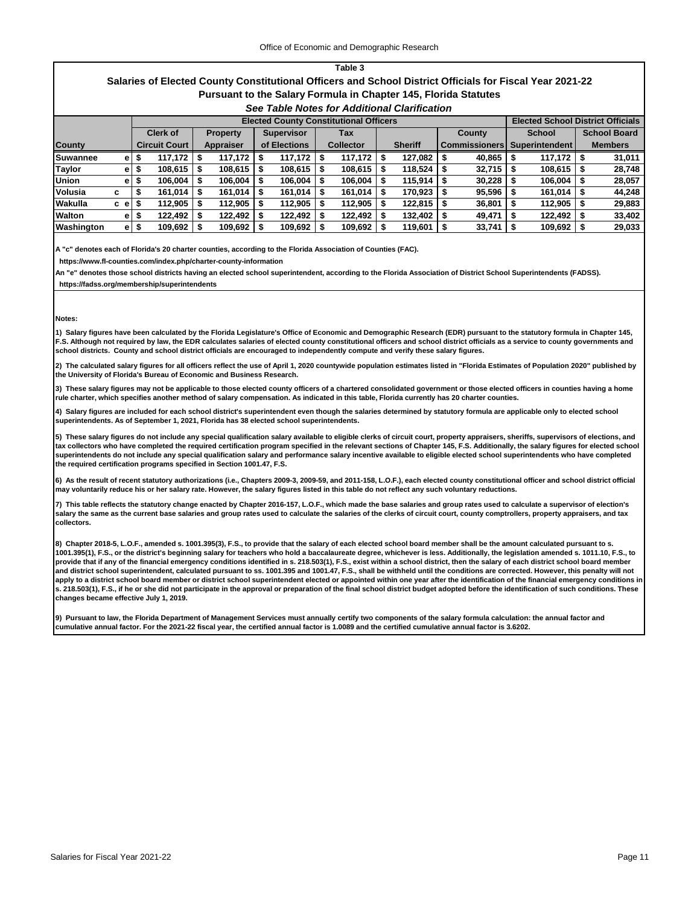## Table 3

## Salaries of Elected County Constitutional Officers and School District Officials for Fiscal Year 2021-22

### Pursuant to the Salary Formula in Chapter 145, Florida Statutes

***See Table Notes for Additional Clarification***

| County | | | Elected County Constitutional Officers | | | | | | Elected School District Officials | |
|---|---|---|---|---|---|---|---|---|---|---|
| | | | Clerk of Circuit Court | Property Appraiser | Supervisor of Elections | Tax Collector | Sheriff | County Commissioners | School Superintendent | School Board Members |
| **Suwannee** | | e | $ 117,172 | $ 117,172 | $ 117,172 | $ 117,172 | $ 127,082 | $ 40,865 | $ 117,172 | $ 31,011 |
| **Taylor** | | e | $ 108,615 | $ 108,615 | $ 108,615 | $ 108,615 | $ 118,524 | $ 32,715 | $ 108,615 | $ 28,748 |
| **Union** | | e | $ 106,004 | $ 106,004 | $ 106,004 | $ 106,004 | $ 115,914 | $ 30,228 | $ 106,004 | $ 28,057 |
| **Volusia** | c | | $ 161,014 | $ 161,014 | $ 161,014 | $ 161,014 | $ 170,923 | $ 95,596 | $ 161,014 | $ 44,248 |
| **Wakulla** | c | e | $ 112,905 | $ 112,905 | $ 112,905 | $ 112,905 | $ 122,815 | $ 36,801 | $ 112,905 | $ 29,883 |
| **Walton** | | e | $ 122,492 | $ 122,492 | $ 122,492 | $ 122,492 | $ 132,402 | $ 49,471 | $ 122,492 | $ 33,402 |
| **Washington** | | e | $ 109,692 | $ 109,692 | $ 109,692 | $ 109,692 | $ 119,601 | $ 33,741 | $ 109,692 | $ 29,033 |

A "c" denotes each of Florida's 20 charter counties, according to the Florida Association of Counties (FAC).
https://www.fl-counties.com/index.php/charter-county-information

An "e" denotes those school districts having an elected school superintendent, according to the Florida Association of District School Superintendents (FADSS).
https://fadss.org/membership/superintendents

**Notes:**

1) Salary figures have been calculated by the Florida Legislature's Office of Economic and Demographic Research (EDR) pursuant to the statutory formula in Chapter 145, F.S. Although not required by law, the EDR calculates salaries of elected county constitutional officers and school district officials as a service to county governments and school districts. County and school district officials are encouraged to independently compute and verify these salary figures.

2) The calculated salary figures for all officers reflect the use of April 1, 2020 countywide population estimates listed in "Florida Estimates of Population 2020" published by the University of Florida's Bureau of Economic and Business Research.

3) These salary figures may not be applicable to those elected county officers of a chartered consolidated government or those elected officers in counties having a home rule charter, which specifies another method of salary compensation. As indicated in this table, Florida currently has 20 charter counties.

4) Salary figures are included for each school district's superintendent even though the salaries determined by statutory formula are applicable only to elected school superintendents. As of September 1, 2021, Florida has 38 elected school superintendents.

5) These salary figures do not include any special qualification salary available to eligible clerks of circuit court, property appraisers, sheriffs, supervisors of elections, and tax collectors who have completed the required certification program specified in the relevant sections of Chapter 145, F.S. Additionally, the salary figures for elected school superintendents do not include any special qualification salary and performance salary incentive available to eligible elected school superintendents who have completed the required certification programs specified in Section 1001.47, F.S.

6) As the result of recent statutory authorizations (i.e., Chapters 2009-3, 2009-59, and 2011-158, L.O.F.), each elected county constitutional officer and school district official may voluntarily reduce his or her salary rate. However, the salary figures listed in this table do not reflect any such voluntary reductions.

7) This table reflects the statutory change enacted by Chapter 2016-157, L.O.F., which made the base salaries and group rates used to calculate a supervisor of election's salary the same as the current base salaries and group rates used to calculate the salaries of the clerks of circuit court, county comptrollers, property appraisers, and tax collectors.

8) Chapter 2018-5, L.O.F., amended s. 1001.395(3), F.S., to provide that the salary of each elected school board member shall be the amount calculated pursuant to s. 1001.395(1), F.S., or the district's beginning salary for teachers who hold a baccalaureate degree, whichever is less. Additionally, the legislation amended s. 1011.10, F.S., to provide that if any of the financial emergency conditions identified in s. 218.503(1), F.S., exist within a school district, then the salary of each district school board member and district school superintendent, calculated pursuant to ss. 1001.395 and 1001.47, F.S., shall be withheld until the conditions are corrected. However, this penalty will not apply to a district school board member or district school superintendent elected or appointed within one year after the identification of the financial emergency conditions in s. 218.503(1), F.S., if he or she did not participate in the approval or preparation of the final school district budget adopted before the identification of such conditions. These changes became effective July 1, 2019.

9) Pursuant to law, the Florida Department of Management Services must annually certify two components of the salary formula calculation: the annual factor and cumulative annual factor. For the 2021-22 fiscal year, the certified annual factor is 1.0089 and the certified cumulative annual factor is 3.6202.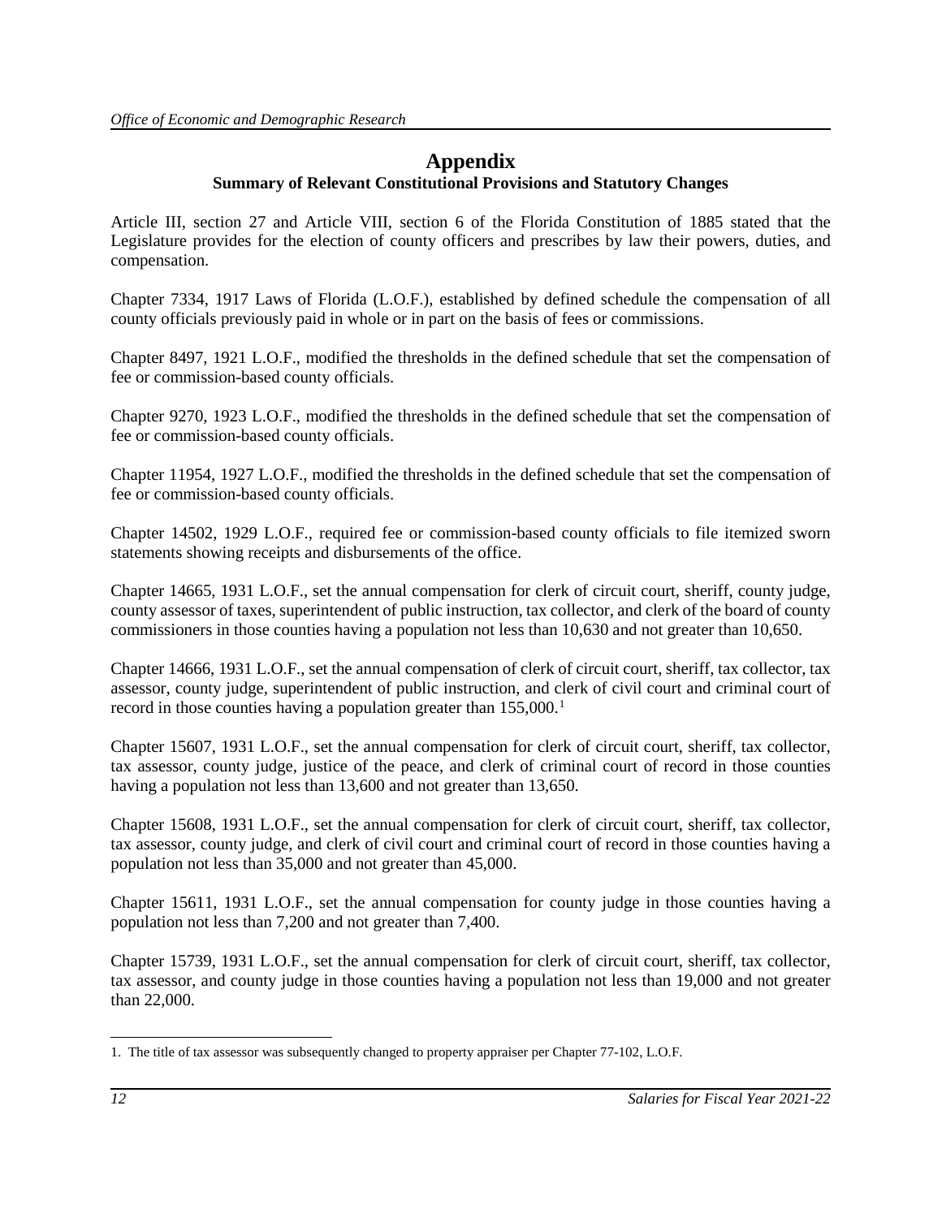# Appendix

## Summary of Relevant Constitutional Provisions and Statutory Changes

Article III, section 27 and Article VIII, section 6 of the Florida Constitution of 1885 stated that the Legislature provides for the election of county officers and prescribes by law their powers, duties, and compensation.

Chapter 7334, 1917 Laws of Florida (L.O.F.), established by defined schedule the compensation of all county officials previously paid in whole or in part on the basis of fees or commissions.

Chapter 8497, 1921 L.O.F., modified the thresholds in the defined schedule that set the compensation of fee or commission-based county officials.

Chapter 9270, 1923 L.O.F., modified the thresholds in the defined schedule that set the compensation of fee or commission-based county officials.

Chapter 11954, 1927 L.O.F., modified the thresholds in the defined schedule that set the compensation of fee or commission-based county officials.

Chapter 14502, 1929 L.O.F., required fee or commission-based county officials to file itemized sworn statements showing receipts and disbursements of the office.

Chapter 14665, 1931 L.O.F., set the annual compensation for clerk of circuit court, sheriff, county judge, county assessor of taxes, superintendent of public instruction, tax collector, and clerk of the board of county commissioners in those counties having a population not less than 10,630 and not greater than 10,650.

Chapter 14666, 1931 L.O.F., set the annual compensation of clerk of circuit court, sheriff, tax collector, tax assessor, county judge, superintendent of public instruction, and clerk of civil court and criminal court of record in those counties having a population greater than 155,000.[1]

Chapter 15607, 1931 L.O.F., set the annual compensation for clerk of circuit court, sheriff, tax collector, tax assessor, county judge, justice of the peace, and clerk of criminal court of record in those counties having a population not less than 13,600 and not greater than 13,650.

Chapter 15608, 1931 L.O.F., set the annual compensation for clerk of circuit court, sheriff, tax collector, tax assessor, county judge, and clerk of civil court and criminal court of record in those counties having a population not less than 35,000 and not greater than 45,000.

Chapter 15611, 1931 L.O.F., set the annual compensation for county judge in those counties having a population not less than 7,200 and not greater than 7,400.

Chapter 15739, 1931 L.O.F., set the annual compensation for clerk of circuit court, sheriff, tax collector, tax assessor, and county judge in those counties having a population not less than 19,000 and not greater than 22,000.

---

1. The title of tax assessor was subsequently changed to property appraiser per Chapter 77-102, L.O.F.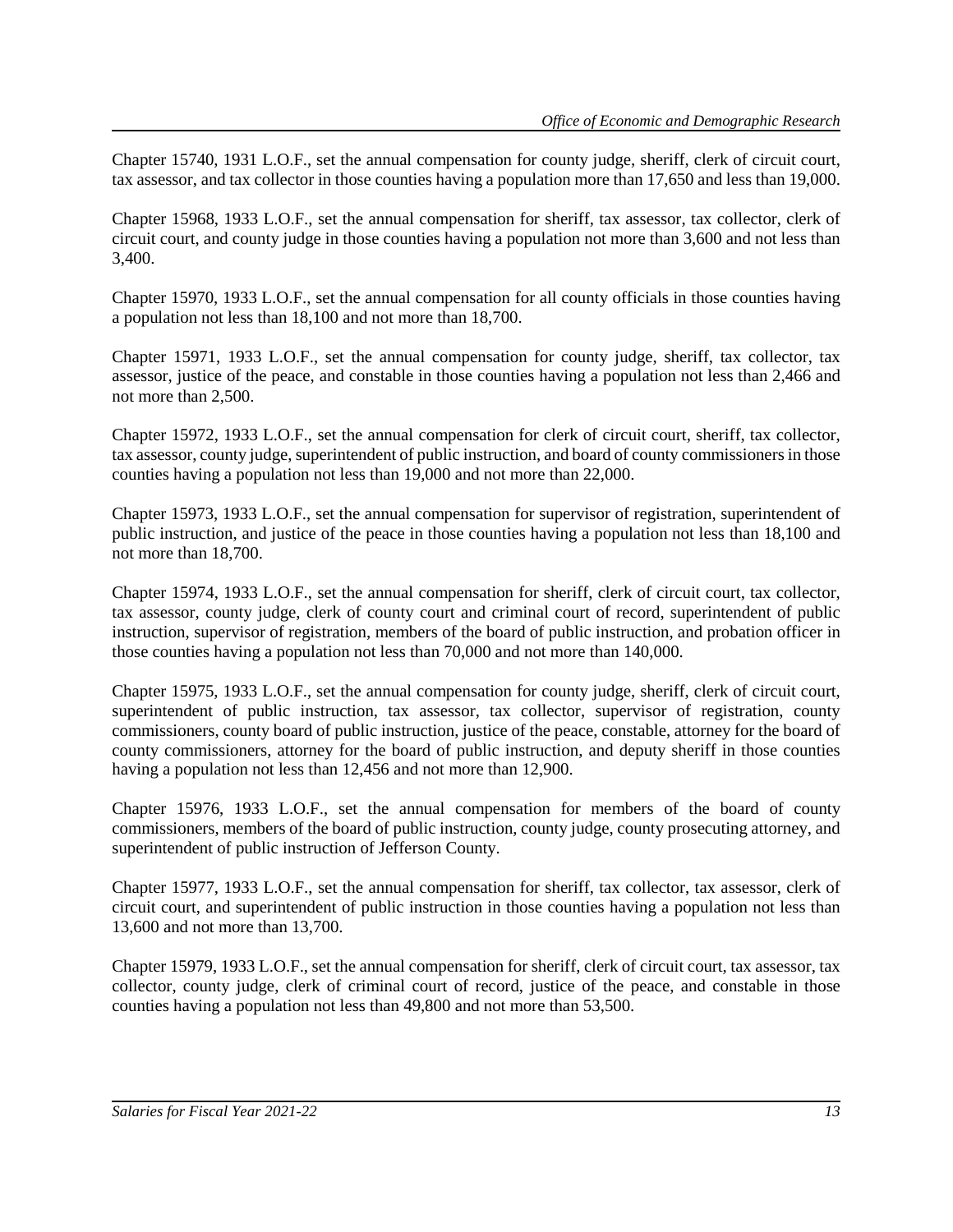Chapter 15740, 1931 L.O.F., set the annual compensation for county judge, sheriff, clerk of circuit court, tax assessor, and tax collector in those counties having a population more than 17,650 and less than 19,000.

Chapter 15968, 1933 L.O.F., set the annual compensation for sheriff, tax assessor, tax collector, clerk of circuit court, and county judge in those counties having a population not more than 3,600 and not less than 3,400.

Chapter 15970, 1933 L.O.F., set the annual compensation for all county officials in those counties having a population not less than 18,100 and not more than 18,700.

Chapter 15971, 1933 L.O.F., set the annual compensation for county judge, sheriff, tax collector, tax assessor, justice of the peace, and constable in those counties having a population not less than 2,466 and not more than 2,500.

Chapter 15972, 1933 L.O.F., set the annual compensation for clerk of circuit court, sheriff, tax collector, tax assessor, county judge, superintendent of public instruction, and board of county commissioners in those counties having a population not less than 19,000 and not more than 22,000.

Chapter 15973, 1933 L.O.F., set the annual compensation for supervisor of registration, superintendent of public instruction, and justice of the peace in those counties having a population not less than 18,100 and not more than 18,700.

Chapter 15974, 1933 L.O.F., set the annual compensation for sheriff, clerk of circuit court, tax collector, tax assessor, county judge, clerk of county court and criminal court of record, superintendent of public instruction, supervisor of registration, members of the board of public instruction, and probation officer in those counties having a population not less than 70,000 and not more than 140,000.

Chapter 15975, 1933 L.O.F., set the annual compensation for county judge, sheriff, clerk of circuit court, superintendent of public instruction, tax assessor, tax collector, supervisor of registration, county commissioners, county board of public instruction, justice of the peace, constable, attorney for the board of county commissioners, attorney for the board of public instruction, and deputy sheriff in those counties having a population not less than 12,456 and not more than 12,900.

Chapter 15976, 1933 L.O.F., set the annual compensation for members of the board of county commissioners, members of the board of public instruction, county judge, county prosecuting attorney, and superintendent of public instruction of Jefferson County.

Chapter 15977, 1933 L.O.F., set the annual compensation for sheriff, tax collector, tax assessor, clerk of circuit court, and superintendent of public instruction in those counties having a population not less than 13,600 and not more than 13,700.

Chapter 15979, 1933 L.O.F., set the annual compensation for sheriff, clerk of circuit court, tax assessor, tax collector, county judge, clerk of criminal court of record, justice of the peace, and constable in those counties having a population not less than 49,800 and not more than 53,500.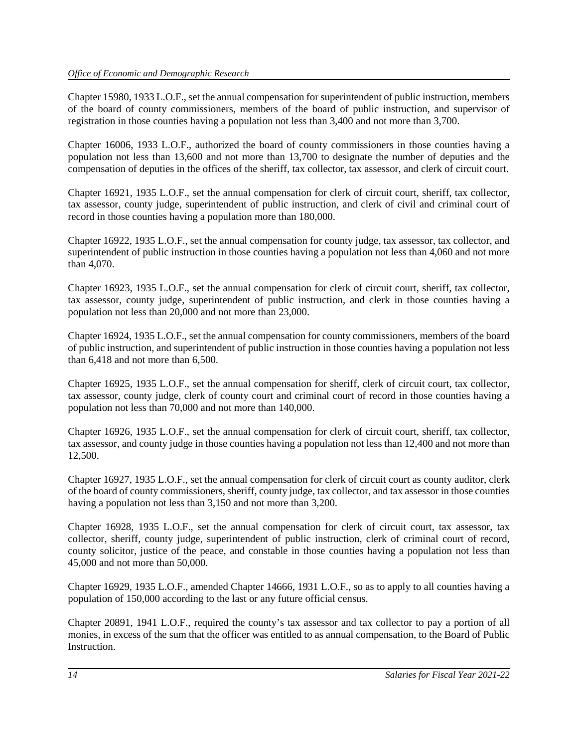Chapter 15980, 1933 L.O.F., set the annual compensation for superintendent of public instruction, members of the board of county commissioners, members of the board of public instruction, and supervisor of registration in those counties having a population not less than 3,400 and not more than 3,700.

Chapter 16006, 1933 L.O.F., authorized the board of county commissioners in those counties having a population not less than 13,600 and not more than 13,700 to designate the number of deputies and the compensation of deputies in the offices of the sheriff, tax collector, tax assessor, and clerk of circuit court.

Chapter 16921, 1935 L.O.F., set the annual compensation for clerk of circuit court, sheriff, tax collector, tax assessor, county judge, superintendent of public instruction, and clerk of civil and criminal court of record in those counties having a population more than 180,000.

Chapter 16922, 1935 L.O.F., set the annual compensation for county judge, tax assessor, tax collector, and superintendent of public instruction in those counties having a population not less than 4,060 and not more than 4,070.

Chapter 16923, 1935 L.O.F., set the annual compensation for clerk of circuit court, sheriff, tax collector, tax assessor, county judge, superintendent of public instruction, and clerk in those counties having a population not less than 20,000 and not more than 23,000.

Chapter 16924, 1935 L.O.F., set the annual compensation for county commissioners, members of the board of public instruction, and superintendent of public instruction in those counties having a population not less than 6,418 and not more than 6,500.

Chapter 16925, 1935 L.O.F., set the annual compensation for sheriff, clerk of circuit court, tax collector, tax assessor, county judge, clerk of county court and criminal court of record in those counties having a population not less than 70,000 and not more than 140,000.

Chapter 16926, 1935 L.O.F., set the annual compensation for clerk of circuit court, sheriff, tax collector, tax assessor, and county judge in those counties having a population not less than 12,400 and not more than 12,500.

Chapter 16927, 1935 L.O.F., set the annual compensation for clerk of circuit court as county auditor, clerk of the board of county commissioners, sheriff, county judge, tax collector, and tax assessor in those counties having a population not less than 3,150 and not more than 3,200.

Chapter 16928, 1935 L.O.F., set the annual compensation for clerk of circuit court, tax assessor, tax collector, sheriff, county judge, superintendent of public instruction, clerk of criminal court of record, county solicitor, justice of the peace, and constable in those counties having a population not less than 45,000 and not more than 50,000.

Chapter 16929, 1935 L.O.F., amended Chapter 14666, 1931 L.O.F., so as to apply to all counties having a population of 150,000 according to the last or any future official census.

Chapter 20891, 1941 L.O.F., required the county's tax assessor and tax collector to pay a portion of all monies, in excess of the sum that the officer was entitled to as annual compensation, to the Board of Public Instruction.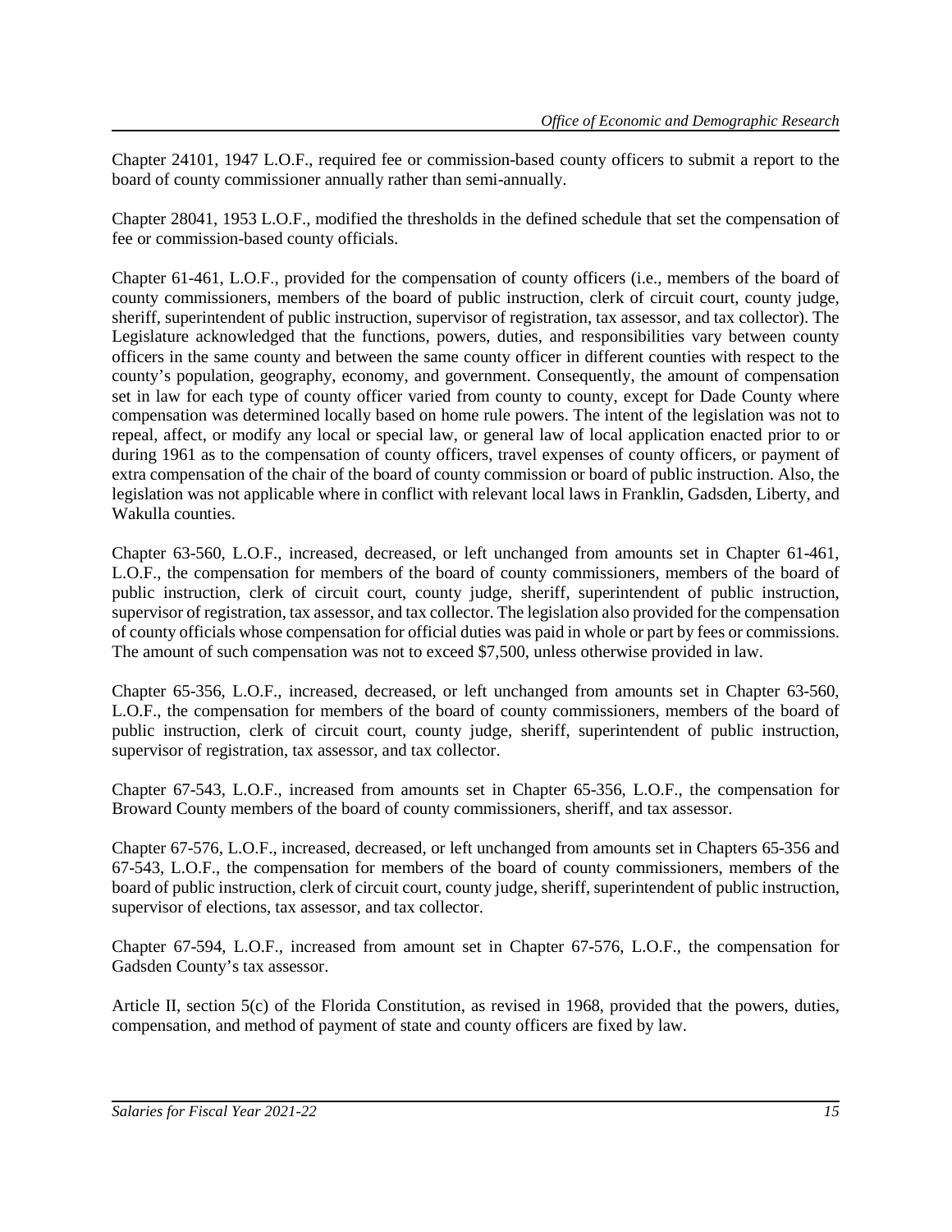Chapter 24101, 1947 L.O.F., required fee or commission-based county officers to submit a report to the board of county commissioner annually rather than semi-annually.

Chapter 28041, 1953 L.O.F., modified the thresholds in the defined schedule that set the compensation of fee or commission-based county officials.

Chapter 61-461, L.O.F., provided for the compensation of county officers (i.e., members of the board of county commissioners, members of the board of public instruction, clerk of circuit court, county judge, sheriff, superintendent of public instruction, supervisor of registration, tax assessor, and tax collector). The Legislature acknowledged that the functions, powers, duties, and responsibilities vary between county officers in the same county and between the same county officer in different counties with respect to the county's population, geography, economy, and government. Consequently, the amount of compensation set in law for each type of county officer varied from county to county, except for Dade County where compensation was determined locally based on home rule powers. The intent of the legislation was not to repeal, affect, or modify any local or special law, or general law of local application enacted prior to or during 1961 as to the compensation of county officers, travel expenses of county officers, or payment of extra compensation of the chair of the board of county commission or board of public instruction. Also, the legislation was not applicable where in conflict with relevant local laws in Franklin, Gadsden, Liberty, and Wakulla counties.

Chapter 63-560, L.O.F., increased, decreased, or left unchanged from amounts set in Chapter 61-461, L.O.F., the compensation for members of the board of county commissioners, members of the board of public instruction, clerk of circuit court, county judge, sheriff, superintendent of public instruction, supervisor of registration, tax assessor, and tax collector. The legislation also provided for the compensation of county officials whose compensation for official duties was paid in whole or part by fees or commissions. The amount of such compensation was not to exceed $7,500, unless otherwise provided in law.

Chapter 65-356, L.O.F., increased, decreased, or left unchanged from amounts set in Chapter 63-560, L.O.F., the compensation for members of the board of county commissioners, members of the board of public instruction, clerk of circuit court, county judge, sheriff, superintendent of public instruction, supervisor of registration, tax assessor, and tax collector.

Chapter 67-543, L.O.F., increased from amounts set in Chapter 65-356, L.O.F., the compensation for Broward County members of the board of county commissioners, sheriff, and tax assessor.

Chapter 67-576, L.O.F., increased, decreased, or left unchanged from amounts set in Chapters 65-356 and 67-543, L.O.F., the compensation for members of the board of county commissioners, members of the board of public instruction, clerk of circuit court, county judge, sheriff, superintendent of public instruction, supervisor of elections, tax assessor, and tax collector.

Chapter 67-594, L.O.F., increased from amount set in Chapter 67-576, L.O.F., the compensation for Gadsden County's tax assessor.

Article II, section 5(c) of the Florida Constitution, as revised in 1968, provided that the powers, duties, compensation, and method of payment of state and county officers are fixed by law.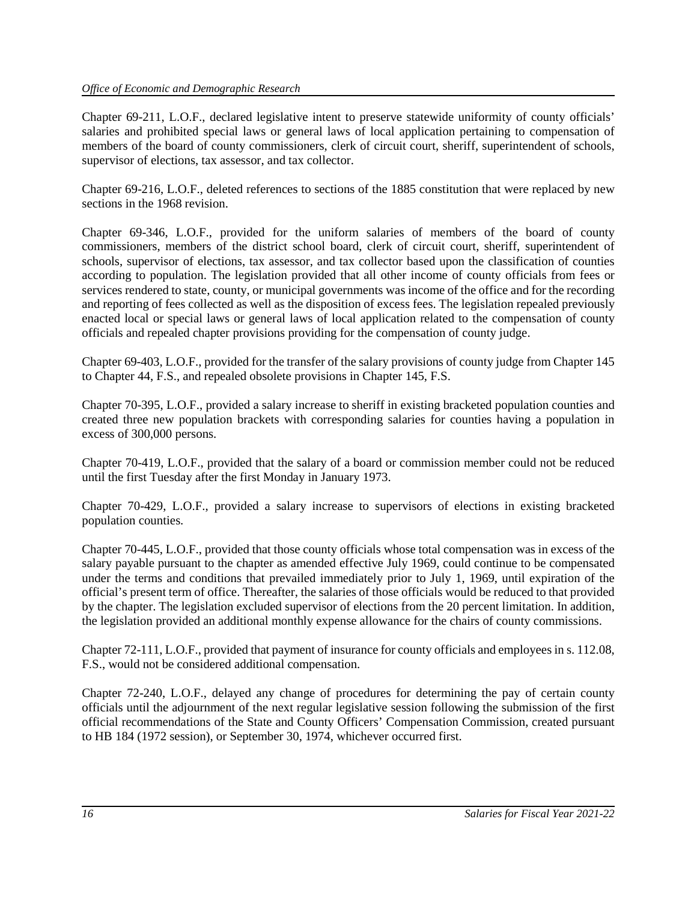Chapter 69-211, L.O.F., declared legislative intent to preserve statewide uniformity of county officials' salaries and prohibited special laws or general laws of local application pertaining to compensation of members of the board of county commissioners, clerk of circuit court, sheriff, superintendent of schools, supervisor of elections, tax assessor, and tax collector.

Chapter 69-216, L.O.F., deleted references to sections of the 1885 constitution that were replaced by new sections in the 1968 revision.

Chapter 69-346, L.O.F., provided for the uniform salaries of members of the board of county commissioners, members of the district school board, clerk of circuit court, sheriff, superintendent of schools, supervisor of elections, tax assessor, and tax collector based upon the classification of counties according to population. The legislation provided that all other income of county officials from fees or services rendered to state, county, or municipal governments was income of the office and for the recording and reporting of fees collected as well as the disposition of excess fees. The legislation repealed previously enacted local or special laws or general laws of local application related to the compensation of county officials and repealed chapter provisions providing for the compensation of county judge.

Chapter 69-403, L.O.F., provided for the transfer of the salary provisions of county judge from Chapter 145 to Chapter 44, F.S., and repealed obsolete provisions in Chapter 145, F.S.

Chapter 70-395, L.O.F., provided a salary increase to sheriff in existing bracketed population counties and created three new population brackets with corresponding salaries for counties having a population in excess of 300,000 persons.

Chapter 70-419, L.O.F., provided that the salary of a board or commission member could not be reduced until the first Tuesday after the first Monday in January 1973.

Chapter 70-429, L.O.F., provided a salary increase to supervisors of elections in existing bracketed population counties.

Chapter 70-445, L.O.F., provided that those county officials whose total compensation was in excess of the salary payable pursuant to the chapter as amended effective July 1969, could continue to be compensated under the terms and conditions that prevailed immediately prior to July 1, 1969, until expiration of the official's present term of office. Thereafter, the salaries of those officials would be reduced to that provided by the chapter. The legislation excluded supervisor of elections from the 20 percent limitation. In addition, the legislation provided an additional monthly expense allowance for the chairs of county commissions.

Chapter 72-111, L.O.F., provided that payment of insurance for county officials and employees in s. 112.08, F.S., would not be considered additional compensation.

Chapter 72-240, L.O.F., delayed any change of procedures for determining the pay of certain county officials until the adjournment of the next regular legislative session following the submission of the first official recommendations of the State and County Officers' Compensation Commission, created pursuant to HB 184 (1972 session), or September 30, 1974, whichever occurred first.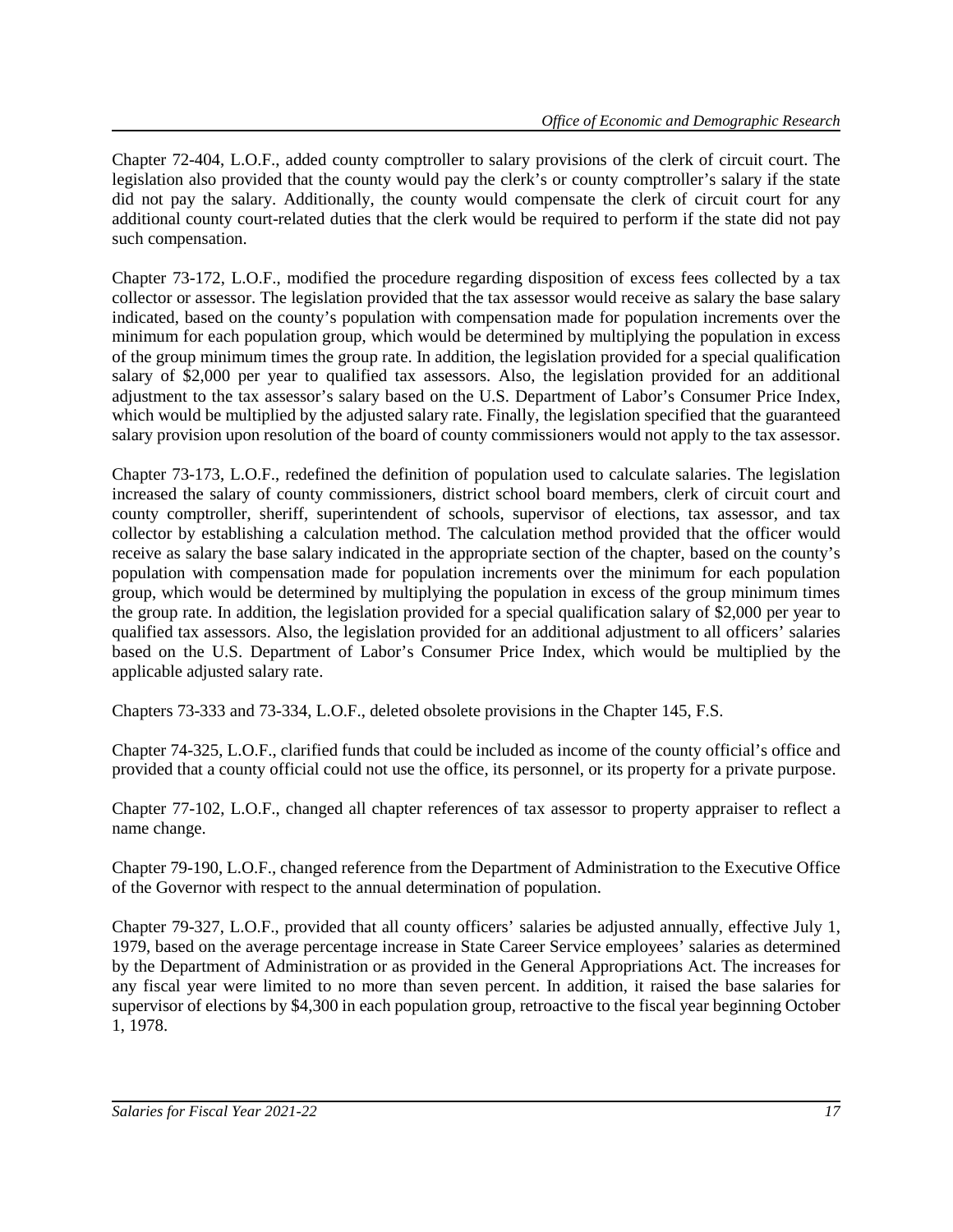Chapter 72-404, L.O.F., added county comptroller to salary provisions of the clerk of circuit court. The legislation also provided that the county would pay the clerk's or county comptroller's salary if the state did not pay the salary. Additionally, the county would compensate the clerk of circuit court for any additional county court-related duties that the clerk would be required to perform if the state did not pay such compensation.

Chapter 73-172, L.O.F., modified the procedure regarding disposition of excess fees collected by a tax collector or assessor. The legislation provided that the tax assessor would receive as salary the base salary indicated, based on the county's population with compensation made for population increments over the minimum for each population group, which would be determined by multiplying the population in excess of the group minimum times the group rate. In addition, the legislation provided for a special qualification salary of $2,000 per year to qualified tax assessors. Also, the legislation provided for an additional adjustment to the tax assessor's salary based on the U.S. Department of Labor's Consumer Price Index, which would be multiplied by the adjusted salary rate. Finally, the legislation specified that the guaranteed salary provision upon resolution of the board of county commissioners would not apply to the tax assessor.

Chapter 73-173, L.O.F., redefined the definition of population used to calculate salaries. The legislation increased the salary of county commissioners, district school board members, clerk of circuit court and county comptroller, sheriff, superintendent of schools, supervisor of elections, tax assessor, and tax collector by establishing a calculation method. The calculation method provided that the officer would receive as salary the base salary indicated in the appropriate section of the chapter, based on the county's population with compensation made for population increments over the minimum for each population group, which would be determined by multiplying the population in excess of the group minimum times the group rate. In addition, the legislation provided for a special qualification salary of $2,000 per year to qualified tax assessors. Also, the legislation provided for an additional adjustment to all officers' salaries based on the U.S. Department of Labor's Consumer Price Index, which would be multiplied by the applicable adjusted salary rate.

Chapters 73-333 and 73-334, L.O.F., deleted obsolete provisions in the Chapter 145, F.S.

Chapter 74-325, L.O.F., clarified funds that could be included as income of the county official's office and provided that a county official could not use the office, its personnel, or its property for a private purpose.

Chapter 77-102, L.O.F., changed all chapter references of tax assessor to property appraiser to reflect a name change.

Chapter 79-190, L.O.F., changed reference from the Department of Administration to the Executive Office of the Governor with respect to the annual determination of population.

Chapter 79-327, L.O.F., provided that all county officers' salaries be adjusted annually, effective July 1, 1979, based on the average percentage increase in State Career Service employees' salaries as determined by the Department of Administration or as provided in the General Appropriations Act. The increases for any fiscal year were limited to no more than seven percent. In addition, it raised the base salaries for supervisor of elections by $4,300 in each population group, retroactive to the fiscal year beginning October 1, 1978.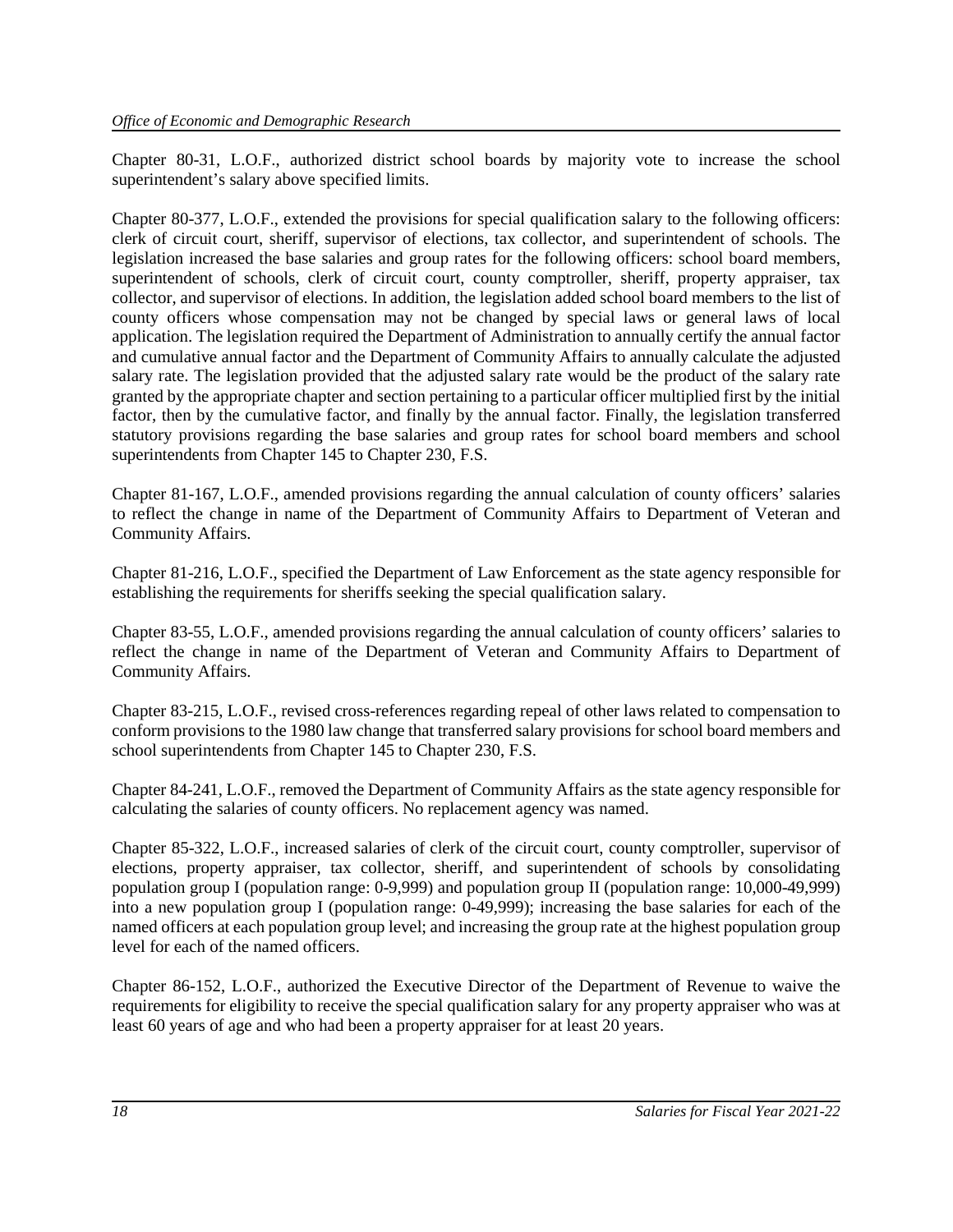Chapter 80-31, L.O.F., authorized district school boards by majority vote to increase the school superintendent's salary above specified limits.

Chapter 80-377, L.O.F., extended the provisions for special qualification salary to the following officers: clerk of circuit court, sheriff, supervisor of elections, tax collector, and superintendent of schools. The legislation increased the base salaries and group rates for the following officers: school board members, superintendent of schools, clerk of circuit court, county comptroller, sheriff, property appraiser, tax collector, and supervisor of elections. In addition, the legislation added school board members to the list of county officers whose compensation may not be changed by special laws or general laws of local application. The legislation required the Department of Administration to annually certify the annual factor and cumulative annual factor and the Department of Community Affairs to annually calculate the adjusted salary rate. The legislation provided that the adjusted salary rate would be the product of the salary rate granted by the appropriate chapter and section pertaining to a particular officer multiplied first by the initial factor, then by the cumulative factor, and finally by the annual factor. Finally, the legislation transferred statutory provisions regarding the base salaries and group rates for school board members and school superintendents from Chapter 145 to Chapter 230, F.S.

Chapter 81-167, L.O.F., amended provisions regarding the annual calculation of county officers' salaries to reflect the change in name of the Department of Community Affairs to Department of Veteran and Community Affairs.

Chapter 81-216, L.O.F., specified the Department of Law Enforcement as the state agency responsible for establishing the requirements for sheriffs seeking the special qualification salary.

Chapter 83-55, L.O.F., amended provisions regarding the annual calculation of county officers' salaries to reflect the change in name of the Department of Veteran and Community Affairs to Department of Community Affairs.

Chapter 83-215, L.O.F., revised cross-references regarding repeal of other laws related to compensation to conform provisions to the 1980 law change that transferred salary provisions for school board members and school superintendents from Chapter 145 to Chapter 230, F.S.

Chapter 84-241, L.O.F., removed the Department of Community Affairs as the state agency responsible for calculating the salaries of county officers. No replacement agency was named.

Chapter 85-322, L.O.F., increased salaries of clerk of the circuit court, county comptroller, supervisor of elections, property appraiser, tax collector, sheriff, and superintendent of schools by consolidating population group I (population range: 0-9,999) and population group II (population range: 10,000-49,999) into a new population group I (population range: 0-49,999); increasing the base salaries for each of the named officers at each population group level; and increasing the group rate at the highest population group level for each of the named officers.

Chapter 86-152, L.O.F., authorized the Executive Director of the Department of Revenue to waive the requirements for eligibility to receive the special qualification salary for any property appraiser who was at least 60 years of age and who had been a property appraiser for at least 20 years.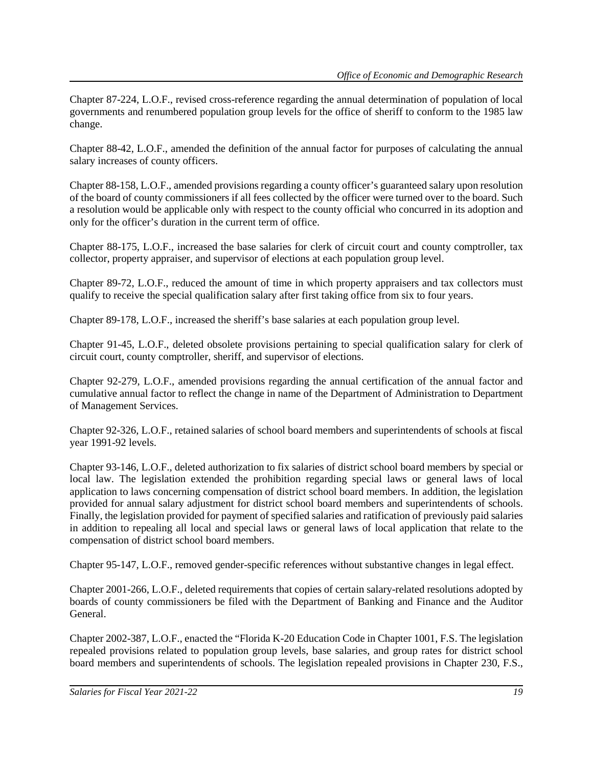Chapter 87-224, L.O.F., revised cross-reference regarding the annual determination of population of local governments and renumbered population group levels for the office of sheriff to conform to the 1985 law change.

Chapter 88-42, L.O.F., amended the definition of the annual factor for purposes of calculating the annual salary increases of county officers.

Chapter 88-158, L.O.F., amended provisions regarding a county officer's guaranteed salary upon resolution of the board of county commissioners if all fees collected by the officer were turned over to the board. Such a resolution would be applicable only with respect to the county official who concurred in its adoption and only for the officer's duration in the current term of office.

Chapter 88-175, L.O.F., increased the base salaries for clerk of circuit court and county comptroller, tax collector, property appraiser, and supervisor of elections at each population group level.

Chapter 89-72, L.O.F., reduced the amount of time in which property appraisers and tax collectors must qualify to receive the special qualification salary after first taking office from six to four years.

Chapter 89-178, L.O.F., increased the sheriff's base salaries at each population group level.

Chapter 91-45, L.O.F., deleted obsolete provisions pertaining to special qualification salary for clerk of circuit court, county comptroller, sheriff, and supervisor of elections.

Chapter 92-279, L.O.F., amended provisions regarding the annual certification of the annual factor and cumulative annual factor to reflect the change in name of the Department of Administration to Department of Management Services.

Chapter 92-326, L.O.F., retained salaries of school board members and superintendents of schools at fiscal year 1991-92 levels.

Chapter 93-146, L.O.F., deleted authorization to fix salaries of district school board members by special or local law. The legislation extended the prohibition regarding special laws or general laws of local application to laws concerning compensation of district school board members. In addition, the legislation provided for annual salary adjustment for district school board members and superintendents of schools. Finally, the legislation provided for payment of specified salaries and ratification of previously paid salaries in addition to repealing all local and special laws or general laws of local application that relate to the compensation of district school board members.

Chapter 95-147, L.O.F., removed gender-specific references without substantive changes in legal effect.

Chapter 2001-266, L.O.F., deleted requirements that copies of certain salary-related resolutions adopted by boards of county commissioners be filed with the Department of Banking and Finance and the Auditor General.

Chapter 2002-387, L.O.F., enacted the "Florida K-20 Education Code in Chapter 1001, F.S. The legislation repealed provisions related to population group levels, base salaries, and group rates for district school board members and superintendents of schools. The legislation repealed provisions in Chapter 230, F.S.,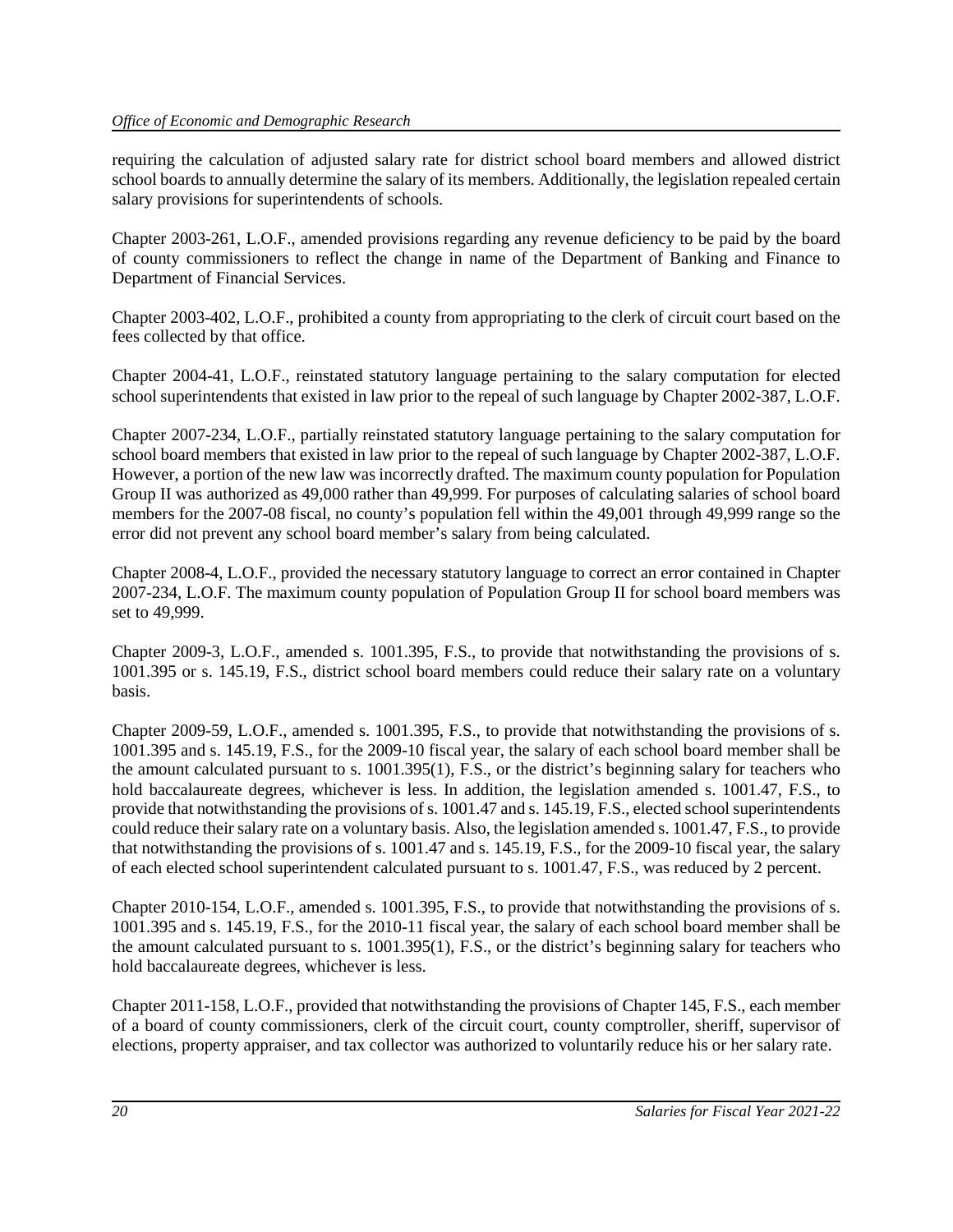requiring the calculation of adjusted salary rate for district school board members and allowed district school boards to annually determine the salary of its members. Additionally, the legislation repealed certain salary provisions for superintendents of schools.

Chapter 2003-261, L.O.F., amended provisions regarding any revenue deficiency to be paid by the board of county commissioners to reflect the change in name of the Department of Banking and Finance to Department of Financial Services.

Chapter 2003-402, L.O.F., prohibited a county from appropriating to the clerk of circuit court based on the fees collected by that office.

Chapter 2004-41, L.O.F., reinstated statutory language pertaining to the salary computation for elected school superintendents that existed in law prior to the repeal of such language by Chapter 2002-387, L.O.F.

Chapter 2007-234, L.O.F., partially reinstated statutory language pertaining to the salary computation for school board members that existed in law prior to the repeal of such language by Chapter 2002-387, L.O.F. However, a portion of the new law was incorrectly drafted. The maximum county population for Population Group II was authorized as 49,000 rather than 49,999. For purposes of calculating salaries of school board members for the 2007-08 fiscal, no county's population fell within the 49,001 through 49,999 range so the error did not prevent any school board member's salary from being calculated.

Chapter 2008-4, L.O.F., provided the necessary statutory language to correct an error contained in Chapter 2007-234, L.O.F. The maximum county population of Population Group II for school board members was set to 49,999.

Chapter 2009-3, L.O.F., amended s. 1001.395, F.S., to provide that notwithstanding the provisions of s. 1001.395 or s. 145.19, F.S., district school board members could reduce their salary rate on a voluntary basis.

Chapter 2009-59, L.O.F., amended s. 1001.395, F.S., to provide that notwithstanding the provisions of s. 1001.395 and s. 145.19, F.S., for the 2009-10 fiscal year, the salary of each school board member shall be the amount calculated pursuant to s. 1001.395(1), F.S., or the district's beginning salary for teachers who hold baccalaureate degrees, whichever is less. In addition, the legislation amended s. 1001.47, F.S., to provide that notwithstanding the provisions of s. 1001.47 and s. 145.19, F.S., elected school superintendents could reduce their salary rate on a voluntary basis. Also, the legislation amended s. 1001.47, F.S., to provide that notwithstanding the provisions of s. 1001.47 and s. 145.19, F.S., for the 2009-10 fiscal year, the salary of each elected school superintendent calculated pursuant to s. 1001.47, F.S., was reduced by 2 percent.

Chapter 2010-154, L.O.F., amended s. 1001.395, F.S., to provide that notwithstanding the provisions of s. 1001.395 and s. 145.19, F.S., for the 2010-11 fiscal year, the salary of each school board member shall be the amount calculated pursuant to s. 1001.395(1), F.S., or the district's beginning salary for teachers who hold baccalaureate degrees, whichever is less.

Chapter 2011-158, L.O.F., provided that notwithstanding the provisions of Chapter 145, F.S., each member of a board of county commissioners, clerk of the circuit court, county comptroller, sheriff, supervisor of elections, property appraiser, and tax collector was authorized to voluntarily reduce his or her salary rate.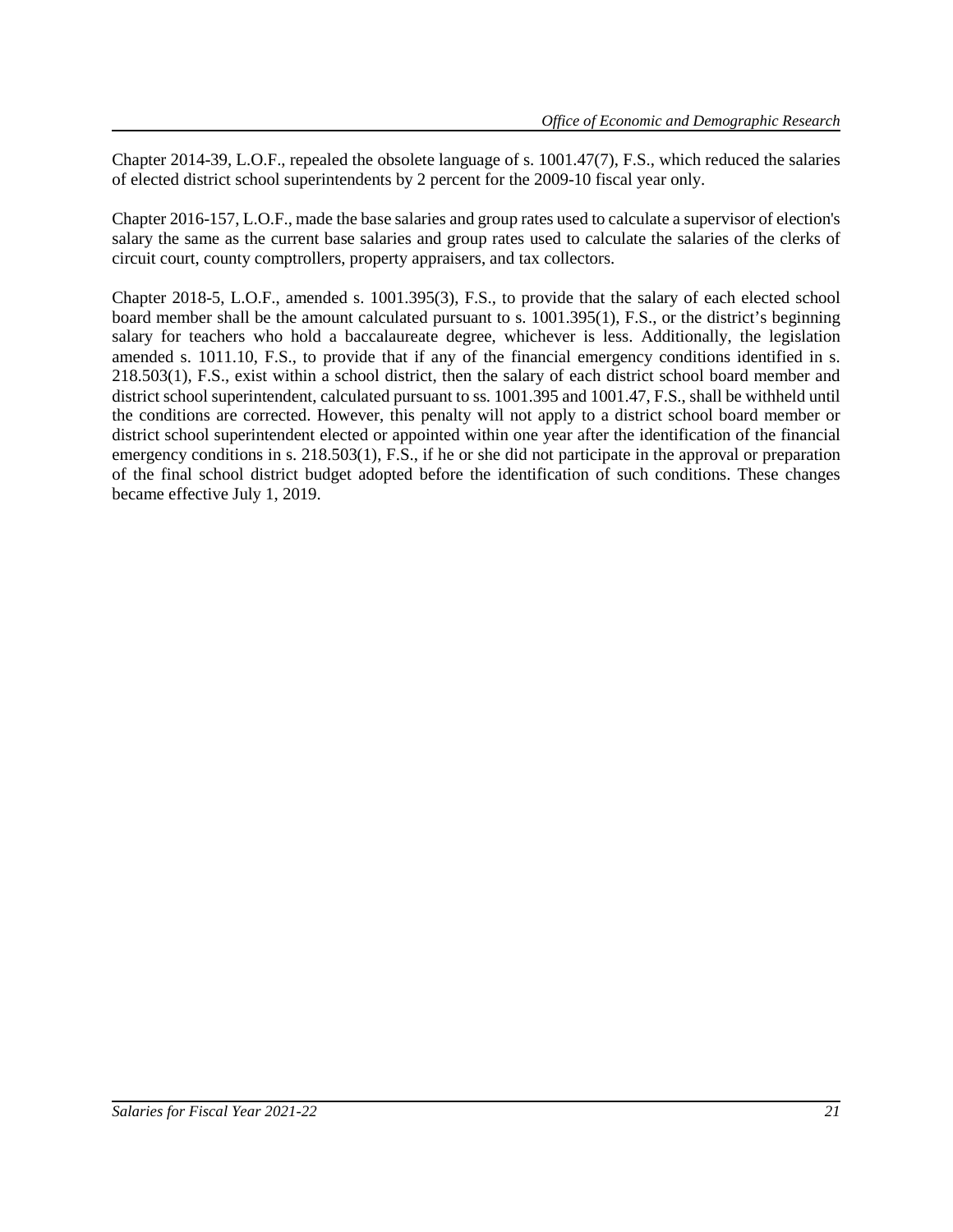Chapter 2014-39, L.O.F., repealed the obsolete language of s. 1001.47(7), F.S., which reduced the salaries of elected district school superintendents by 2 percent for the 2009-10 fiscal year only.

Chapter 2016-157, L.O.F., made the base salaries and group rates used to calculate a supervisor of election's salary the same as the current base salaries and group rates used to calculate the salaries of the clerks of circuit court, county comptrollers, property appraisers, and tax collectors.

Chapter 2018-5, L.O.F., amended s. 1001.395(3), F.S., to provide that the salary of each elected school board member shall be the amount calculated pursuant to s. 1001.395(1), F.S., or the district's beginning salary for teachers who hold a baccalaureate degree, whichever is less. Additionally, the legislation amended s. 1011.10, F.S., to provide that if any of the financial emergency conditions identified in s. 218.503(1), F.S., exist within a school district, then the salary of each district school board member and district school superintendent, calculated pursuant to ss. 1001.395 and 1001.47, F.S., shall be withheld until the conditions are corrected. However, this penalty will not apply to a district school board member or district school superintendent elected or appointed within one year after the identification of the financial emergency conditions in s. 218.503(1), F.S., if he or she did not participate in the approval or preparation of the final school district budget adopted before the identification of such conditions. These changes became effective July 1, 2019.